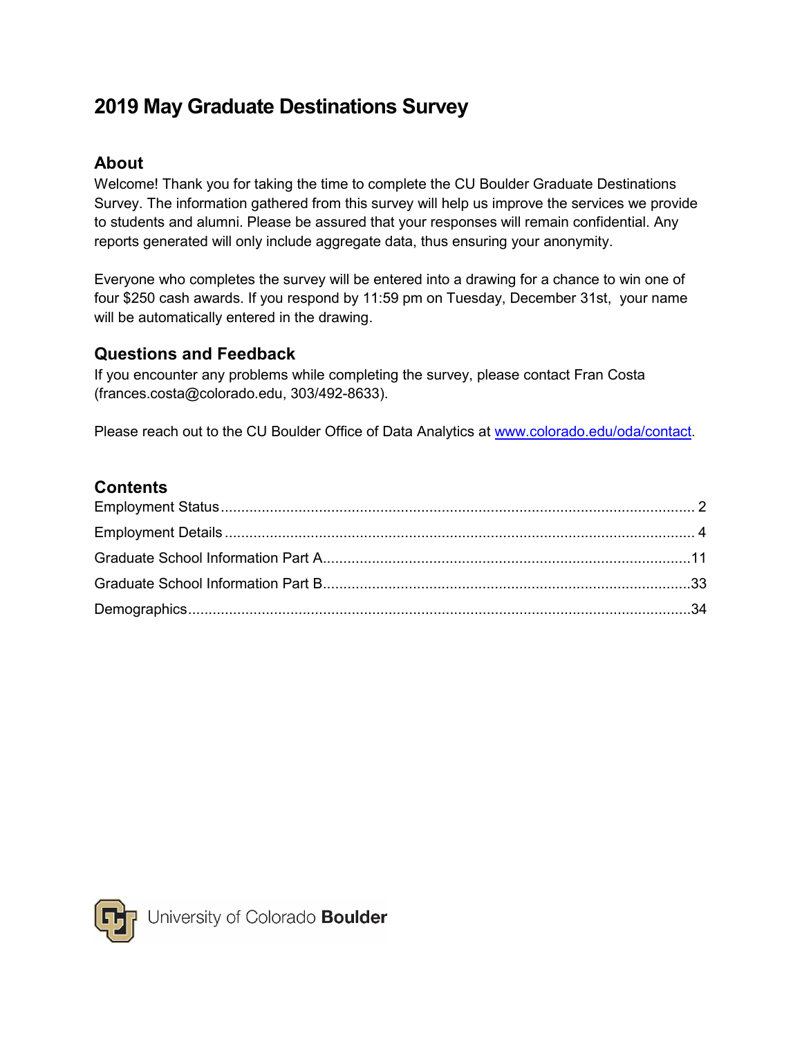# 2019 May Graduate Destinations Survey

## About

Welcome! Thank you for taking the time to complete the CU Boulder Graduate Destinations Survey. The information gathered from this survey will help us improve the services we provide to students and alumni. Please be assured that your responses will remain confidential. Any reports generated will only include aggregate data, thus ensuring your anonymity.

Everyone who completes the survey will be entered into a drawing for a chance to win one of four $250 cash awards. If you respond by 11:59 pm on Tuesday, December 31st, your name will be automatically entered in the drawing.

## Questions and Feedback

If you encounter any problems while completing the survey, please contact Fran Costa (frances.costa@colorado.edu, 303/492-8633).

Please reach out to the CU Boulder Office of Data Analytics at [www.colorado.edu/oda/contact](www.colorado.edu/oda/contact).

## Contents

Employment Status .......... 2

Employment Details .......... 4

Graduate School Information Part A .......... 11

Graduate School Information Part B .......... 33

Demographics .......... 34

University of Colorado **Boulder**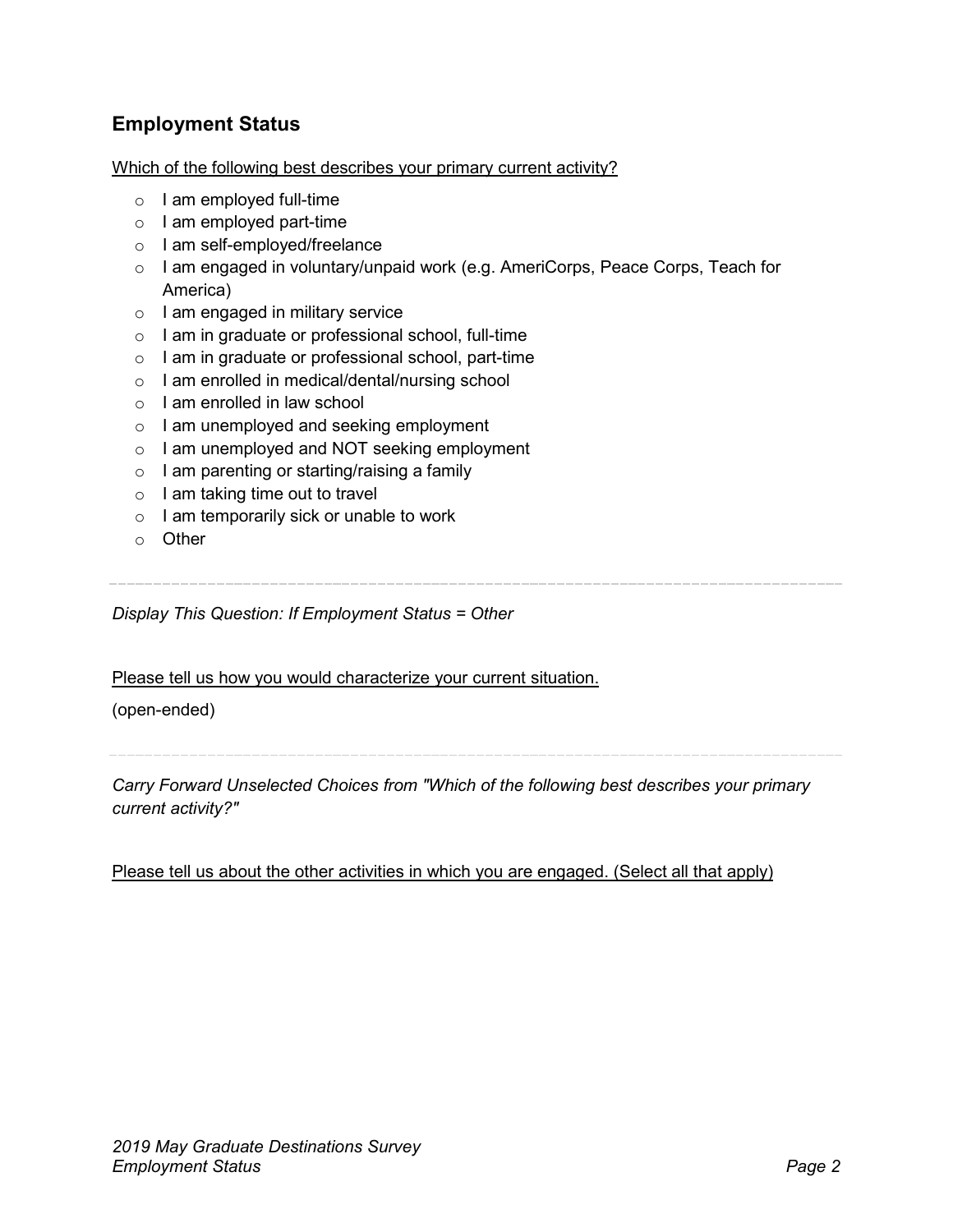## Employment Status

Which of the following best describes your primary current activity?

- I am employed full-time
- I am employed part-time
- I am self-employed/freelance
- I am engaged in voluntary/unpaid work (e.g. AmeriCorps, Peace Corps, Teach for America)
- I am engaged in military service
- I am in graduate or professional school, full-time
- I am in graduate or professional school, part-time
- I am enrolled in medical/dental/nursing school
- I am enrolled in law school
- I am unemployed and seeking employment
- I am unemployed and NOT seeking employment
- I am parenting or starting/raising a family
- I am taking time out to travel
- I am temporarily sick or unable to work
- Other

---

*Display This Question: If Employment Status = Other*

Please tell us how you would characterize your current situation.

(open-ended)

---

*Carry Forward Unselected Choices from "Which of the following best describes your primary current activity?"*

Please tell us about the other activities in which you are engaged. (Select all that apply)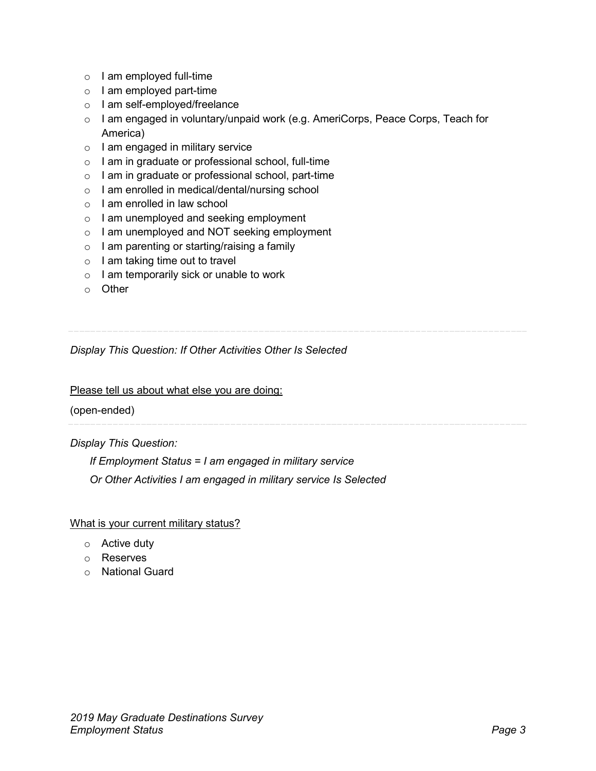- I am employed full-time
- I am employed part-time
- I am self-employed/freelance
- I am engaged in voluntary/unpaid work (e.g. AmeriCorps, Peace Corps, Teach for America)
- I am engaged in military service
- I am in graduate or professional school, full-time
- I am in graduate or professional school, part-time
- I am enrolled in medical/dental/nursing school
- I am enrolled in law school
- I am unemployed and seeking employment
- I am unemployed and NOT seeking employment
- I am parenting or starting/raising a family
- I am taking time out to travel
- I am temporarily sick or unable to work
- Other

---

*Display This Question: If Other Activities Other Is Selected*

<u>Please tell us about what else you are doing:</u>

(open-ended)

---

*Display This Question:*

*If Employment Status = I am engaged in military service*

*Or Other Activities I am engaged in military service Is Selected*

<u>What is your current military status?</u>

- Active duty
- Reserves
- National Guard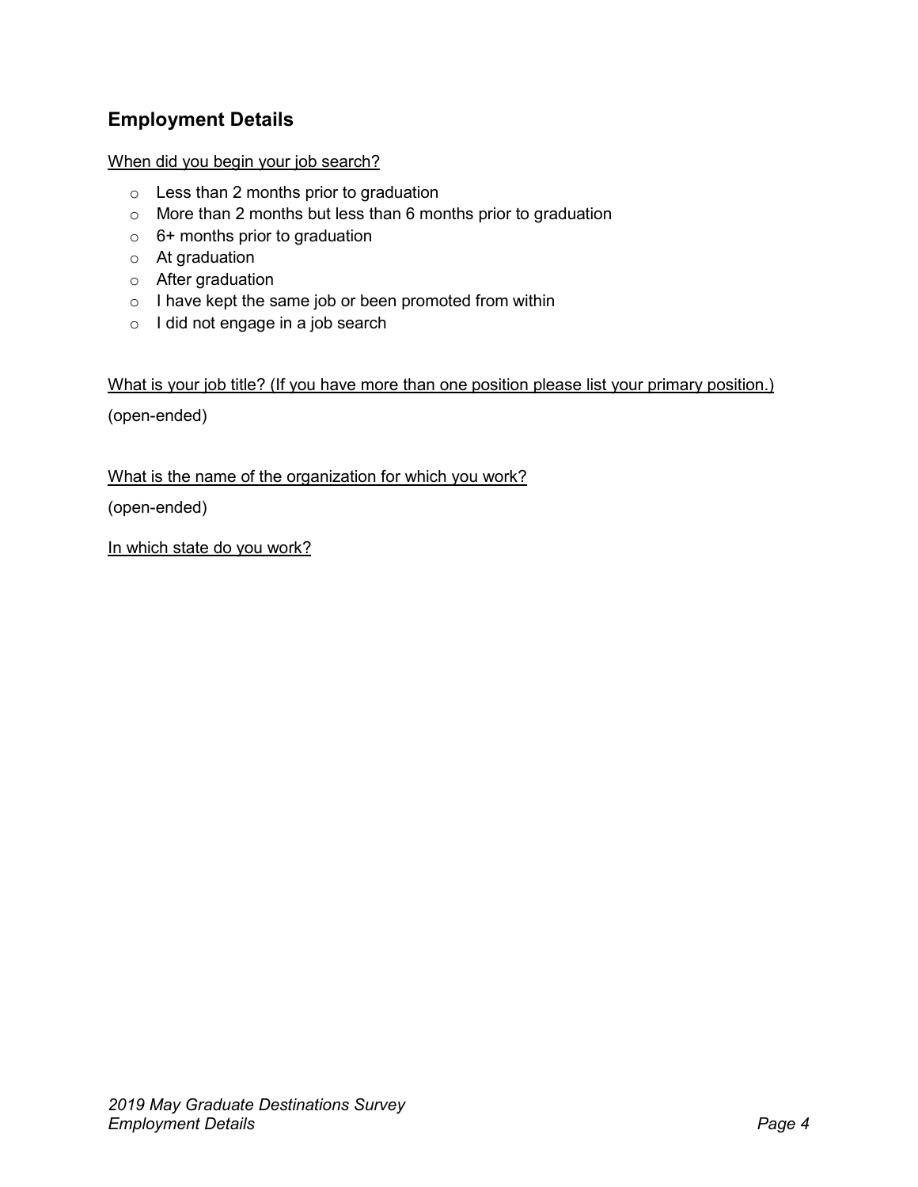## Employment Details

<u>When did you begin your job search?</u>

- Less than 2 months prior to graduation
- More than 2 months but less than 6 months prior to graduation
- 6+ months prior to graduation
- At graduation
- After graduation
- I have kept the same job or been promoted from within
- I did not engage in a job search

<u>What is your job title? (If you have more than one position please list your primary position.)</u>

(open-ended)

<u>What is the name of the organization for which you work?</u>

(open-ended)

<u>In which state do you work?</u>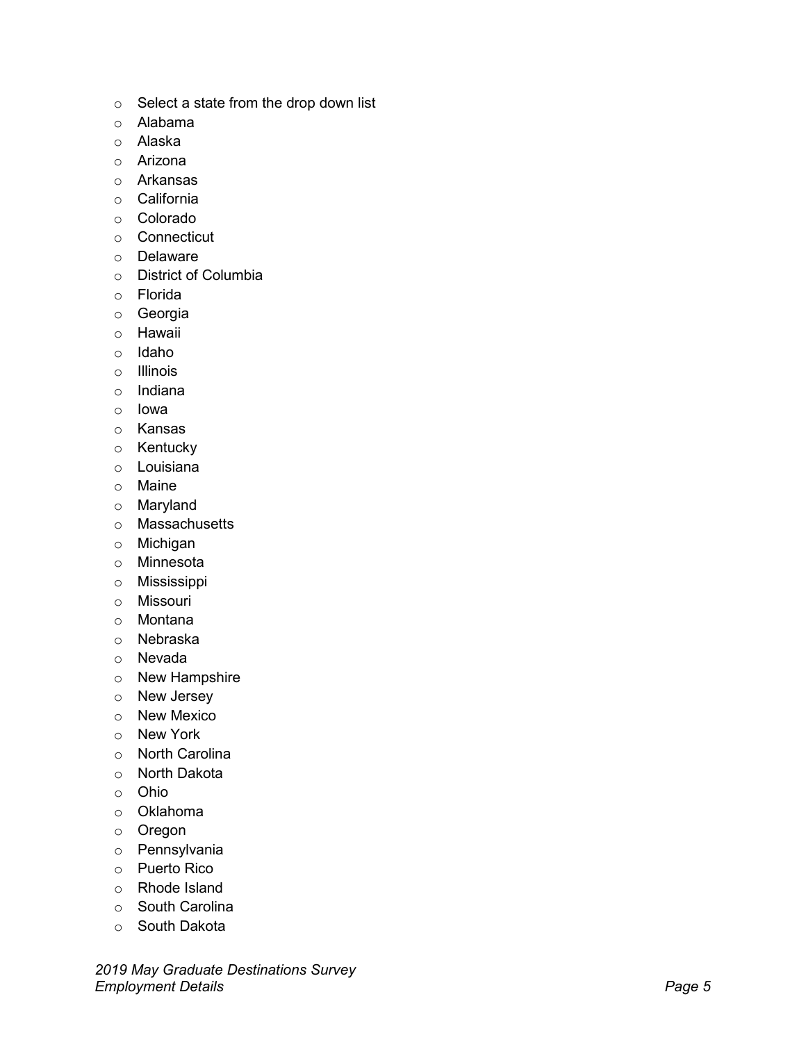- Select a state from the drop down list
- Alabama
- Alaska
- Arizona
- Arkansas
- California
- Colorado
- Connecticut
- Delaware
- District of Columbia
- Florida
- Georgia
- Hawaii
- Idaho
- Illinois
- Indiana
- Iowa
- Kansas
- Kentucky
- Louisiana
- Maine
- Maryland
- Massachusetts
- Michigan
- Minnesota
- Mississippi
- Missouri
- Montana
- Nebraska
- Nevada
- New Hampshire
- New Jersey
- New Mexico
- New York
- North Carolina
- North Dakota
- Ohio
- Oklahoma
- Oregon
- Pennsylvania
- Puerto Rico
- Rhode Island
- South Carolina
- South Dakota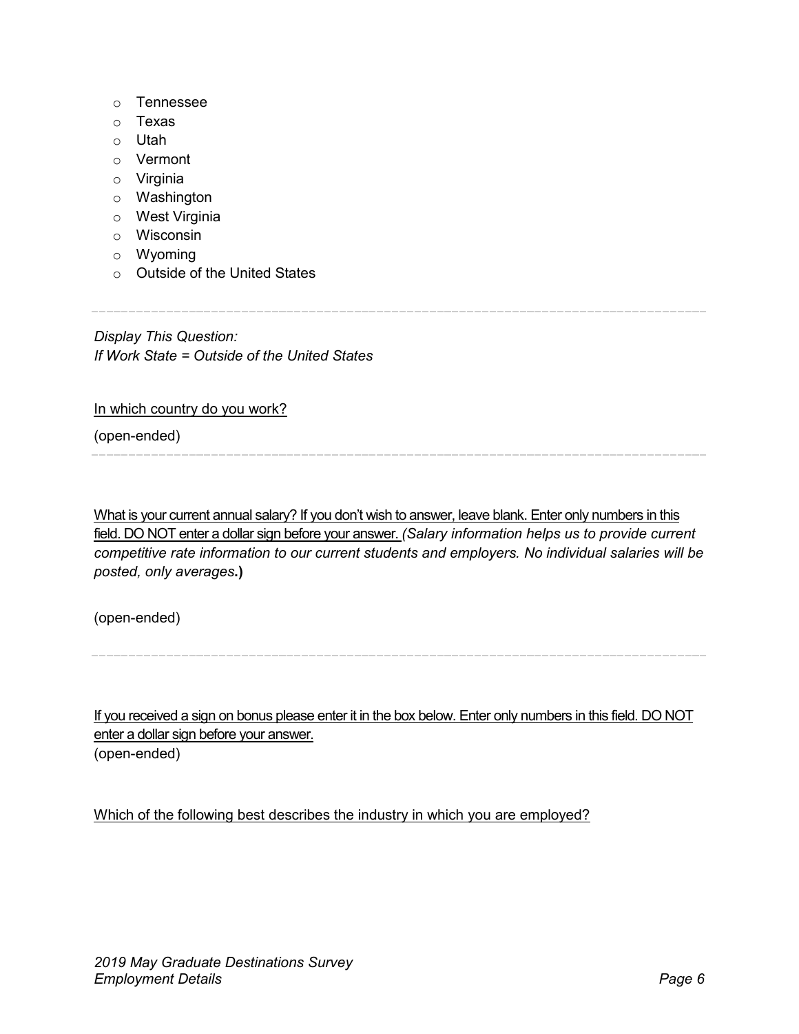- Tennessee
- Texas
- Utah
- Vermont
- Virginia
- Washington
- West Virginia
- Wisconsin
- Wyoming
- Outside of the United States

---

*Display This Question:*
*If Work State = Outside of the United States*

In which country do you work?

(open-ended)

---

What is your current annual salary? If you don't wish to answer, leave blank. Enter only numbers in this field. DO NOT enter a dollar sign before your answer. (*Salary information helps us to provide current competitive rate information to our current students and employers. No individual salaries will be posted, only averages.*)

(open-ended)

---

If you received a sign on bonus please enter it in the box below. Enter only numbers in this field. DO NOT enter a dollar sign before your answer.
(open-ended)

Which of the following best describes the industry in which you are employed?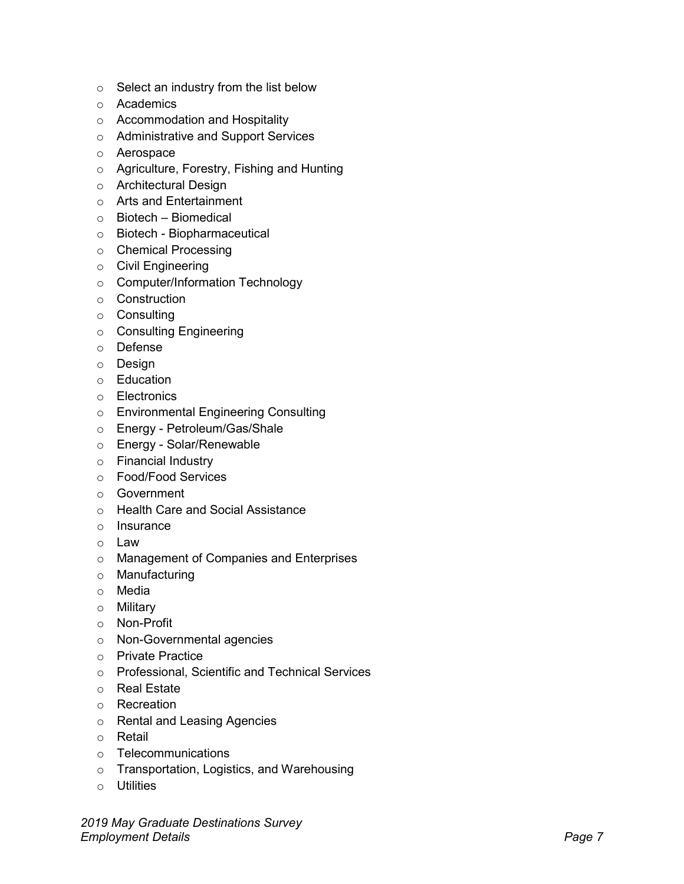- Select an industry from the list below
- Academics
- Accommodation and Hospitality
- Administrative and Support Services
- Aerospace
- Agriculture, Forestry, Fishing and Hunting
- Architectural Design
- Arts and Entertainment
- Biotech – Biomedical
- Biotech - Biopharmaceutical
- Chemical Processing
- Civil Engineering
- Computer/Information Technology
- Construction
- Consulting
- Consulting Engineering
- Defense
- Design
- Education
- Electronics
- Environmental Engineering Consulting
- Energy - Petroleum/Gas/Shale
- Energy - Solar/Renewable
- Financial Industry
- Food/Food Services
- Government
- Health Care and Social Assistance
- Insurance
- Law
- Management of Companies and Enterprises
- Manufacturing
- Media
- Military
- Non-Profit
- Non-Governmental agencies
- Private Practice
- Professional, Scientific and Technical Services
- Real Estate
- Recreation
- Rental and Leasing Agencies
- Retail
- Telecommunications
- Transportation, Logistics, and Warehousing
- Utilities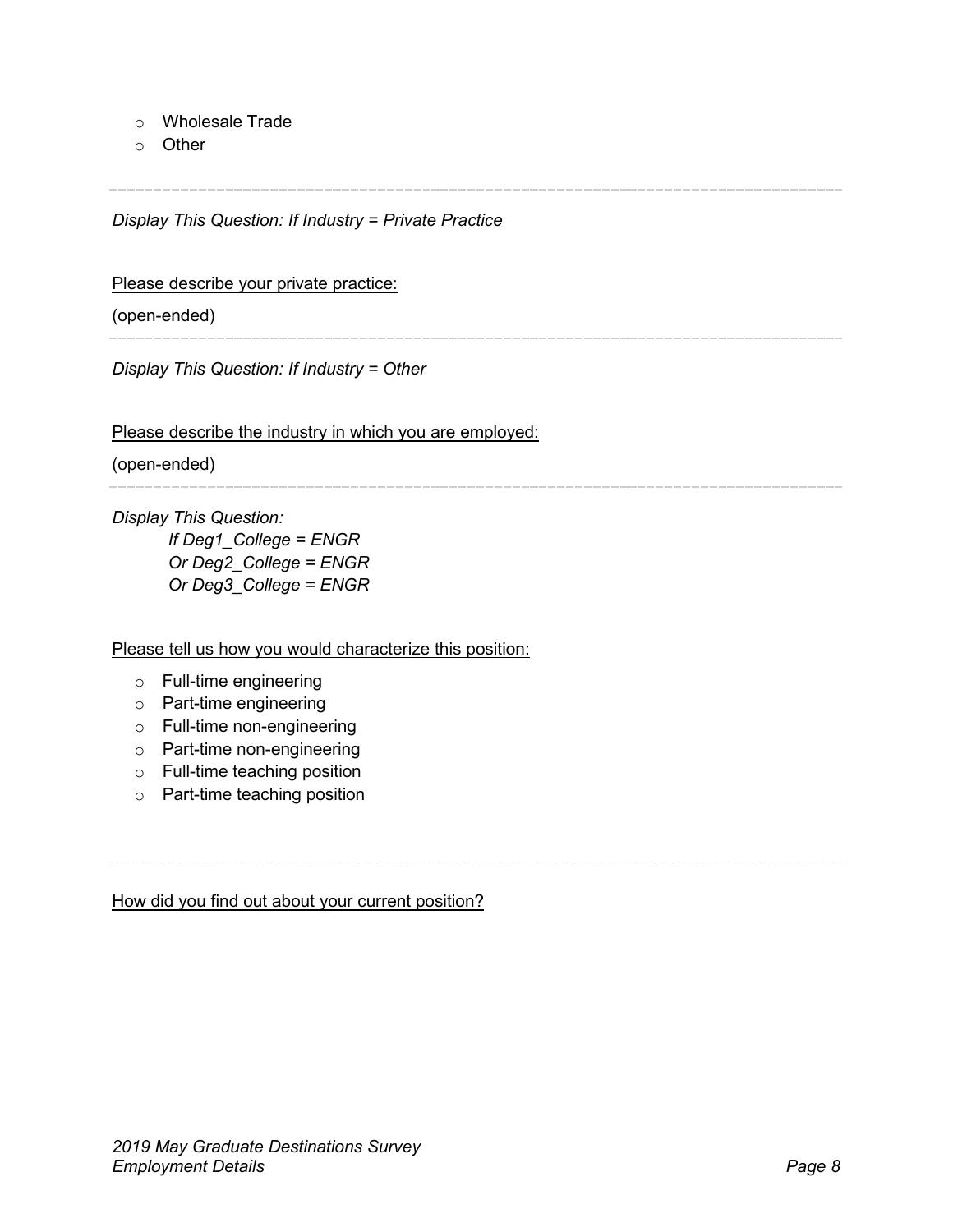- Wholesale Trade
- Other

---

*Display This Question: If Industry = Private Practice*

Please describe your private practice:

(open-ended)

---

*Display This Question: If Industry = Other*

Please describe the industry in which you are employed:

(open-ended)

---

*Display This Question:*
*If Deg1_College = ENGR*
*Or Deg2_College = ENGR*
*Or Deg3_College = ENGR*

Please tell us how you would characterize this position:

- Full-time engineering
- Part-time engineering
- Full-time non-engineering
- Part-time non-engineering
- Full-time teaching position
- Part-time teaching position

---

How did you find out about your current position?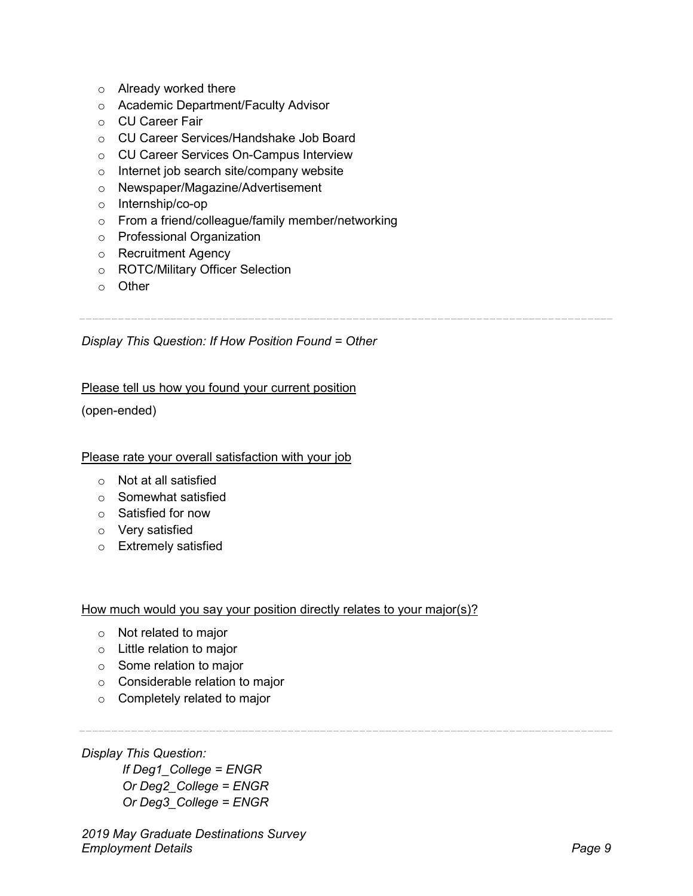- Already worked there
- Academic Department/Faculty Advisor
- CU Career Fair
- CU Career Services/Handshake Job Board
- CU Career Services On-Campus Interview
- Internet job search site/company website
- Newspaper/Magazine/Advertisement
- Internship/co-op
- From a friend/colleague/family member/networking
- Professional Organization
- Recruitment Agency
- ROTC/Military Officer Selection
- Other

---

*Display This Question: If How Position Found = Other*

Please tell us how you found your current position

(open-ended)

Please rate your overall satisfaction with your job

- Not at all satisfied
- Somewhat satisfied
- Satisfied for now
- Very satisfied
- Extremely satisfied

How much would you say your position directly relates to your major(s)?

- Not related to major
- Little relation to major
- Some relation to major
- Considerable relation to major
- Completely related to major

---

*Display This Question:*

*If Deg1_College = ENGR*
*Or Deg2_College = ENGR*
*Or Deg3_College = ENGR*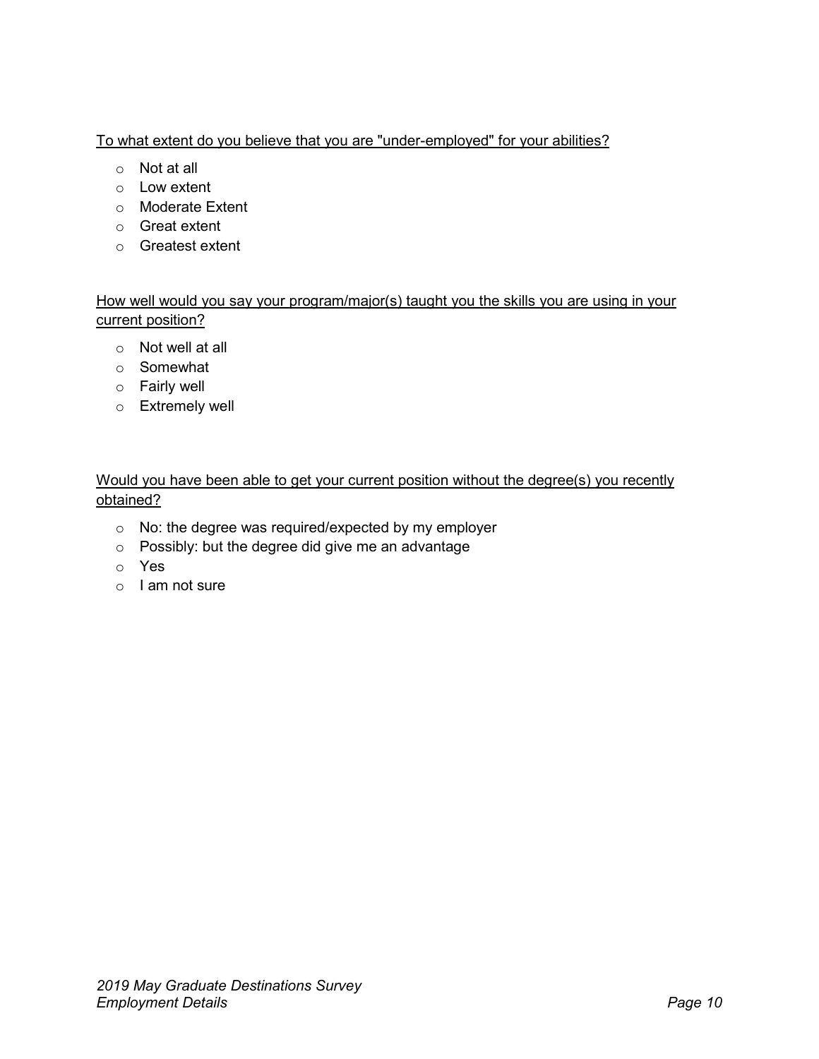<u>To what extent do you believe that you are "under-employed" for your abilities?</u>

- Not at all
- Low extent
- Moderate Extent
- Great extent
- Greatest extent

<u>How well would you say your program/major(s) taught you the skills you are using in your current position?</u>

- Not well at all
- Somewhat
- Fairly well
- Extremely well

<u>Would you have been able to get your current position without the degree(s) you recently obtained?</u>

- No: the degree was required/expected by my employer
- Possibly: but the degree did give me an advantage
- Yes
- I am not sure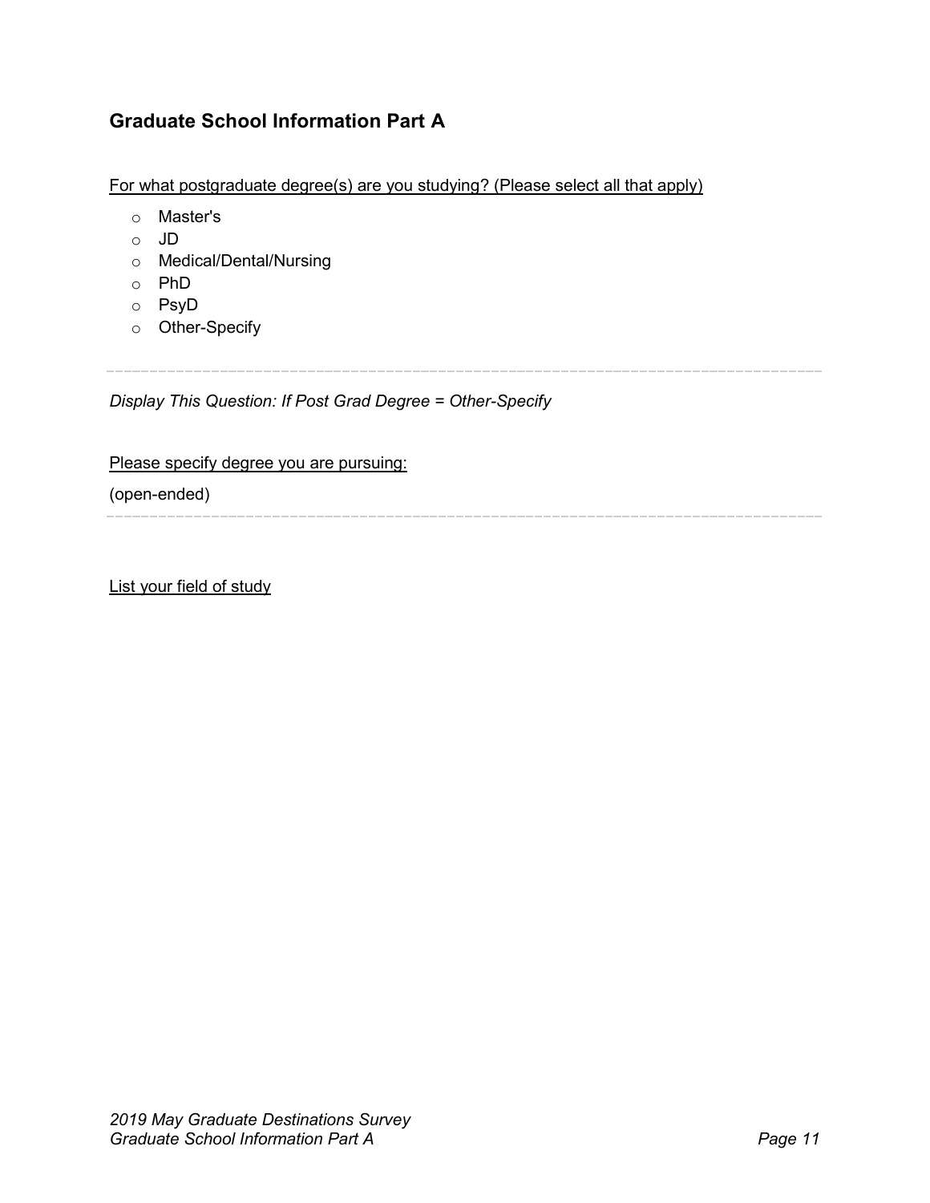## Graduate School Information Part A

For what postgraduate degree(s) are you studying? (Please select all that apply)

- Master's
- JD
- Medical/Dental/Nursing
- PhD
- PsyD
- Other-Specify

---

*Display This Question: If Post Grad Degree = Other-Specify*

Please specify degree you are pursuing:

(open-ended)

---

List your field of study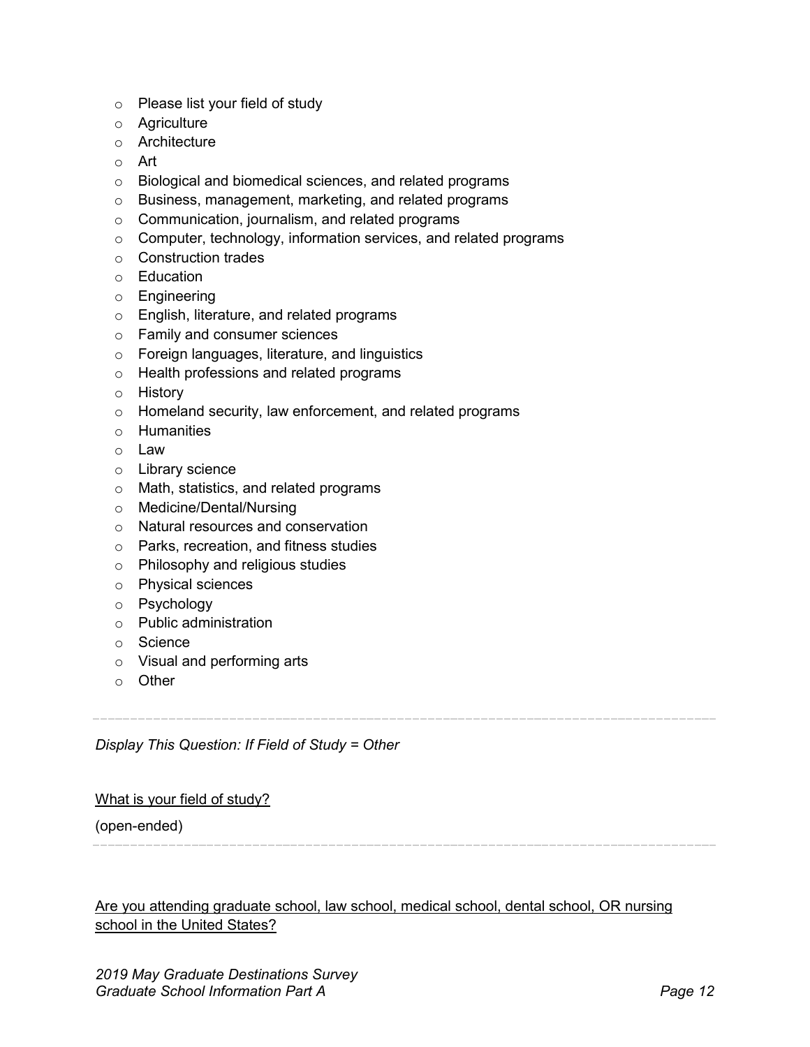- Please list your field of study
- Agriculture
- Architecture
- Art
- Biological and biomedical sciences, and related programs
- Business, management, marketing, and related programs
- Communication, journalism, and related programs
- Computer, technology, information services, and related programs
- Construction trades
- Education
- Engineering
- English, literature, and related programs
- Family and consumer sciences
- Foreign languages, literature, and linguistics
- Health professions and related programs
- History
- Homeland security, law enforcement, and related programs
- Humanities
- Law
- Library science
- Math, statistics, and related programs
- Medicine/Dental/Nursing
- Natural resources and conservation
- Parks, recreation, and fitness studies
- Philosophy and religious studies
- Physical sciences
- Psychology
- Public administration
- Science
- Visual and performing arts
- Other

---

*Display This Question: If Field of Study = Other*

<u>What is your field of study?</u>

(open-ended)

---

<u>Are you attending graduate school, law school, medical school, dental school, OR nursing school in the United States?</u>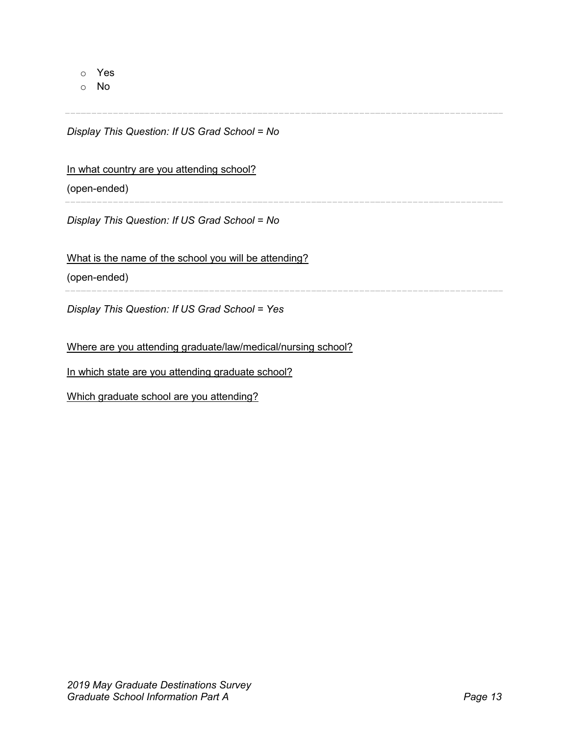- Yes
- No

---

*Display This Question: If US Grad School = No*

In what country are you attending school?

(open-ended)

---

*Display This Question: If US Grad School = No*

What is the name of the school you will be attending?

(open-ended)

---

*Display This Question: If US Grad School = Yes*

Where are you attending graduate/law/medical/nursing school?

In which state are you attending graduate school?

Which graduate school are you attending?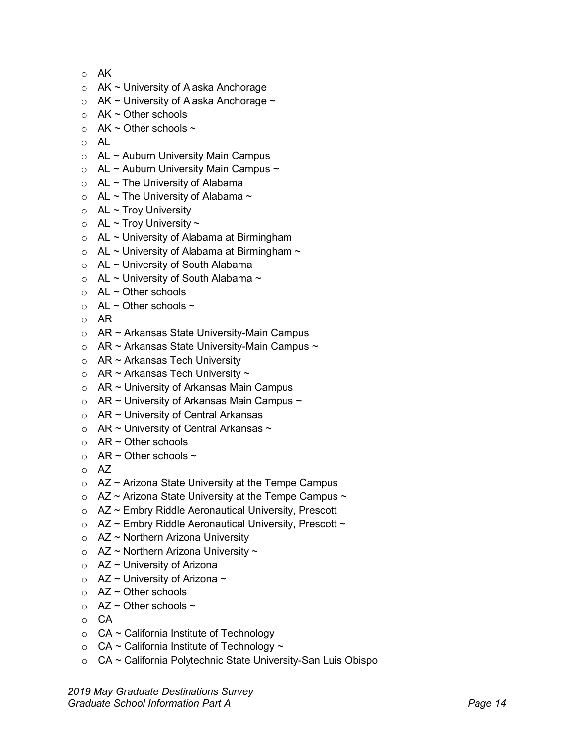- AK
- AK ~ University of Alaska Anchorage
- AK ~ University of Alaska Anchorage ~
- AK ~ Other schools
- AK ~ Other schools ~
- AL
- AL ~ Auburn University Main Campus
- AL ~ Auburn University Main Campus ~
- AL ~ The University of Alabama
- AL ~ The University of Alabama ~
- AL ~ Troy University
- AL ~ Troy University ~
- AL ~ University of Alabama at Birmingham
- AL ~ University of Alabama at Birmingham ~
- AL ~ University of South Alabama
- AL ~ University of South Alabama ~
- AL ~ Other schools
- AL ~ Other schools ~
- AR
- AR ~ Arkansas State University-Main Campus
- AR ~ Arkansas State University-Main Campus ~
- AR ~ Arkansas Tech University
- AR ~ Arkansas Tech University ~
- AR ~ University of Arkansas Main Campus
- AR ~ University of Arkansas Main Campus ~
- AR ~ University of Central Arkansas
- AR ~ University of Central Arkansas ~
- AR ~ Other schools
- AR ~ Other schools ~
- AZ
- AZ ~ Arizona State University at the Tempe Campus
- AZ ~ Arizona State University at the Tempe Campus ~
- AZ ~ Embry Riddle Aeronautical University, Prescott
- AZ ~ Embry Riddle Aeronautical University, Prescott ~
- AZ ~ Northern Arizona University
- AZ ~ Northern Arizona University ~
- AZ ~ University of Arizona
- AZ ~ University of Arizona ~
- AZ ~ Other schools
- AZ ~ Other schools ~
- CA
- CA ~ California Institute of Technology
- CA ~ California Institute of Technology ~
- CA ~ California Polytechnic State University-San Luis Obispo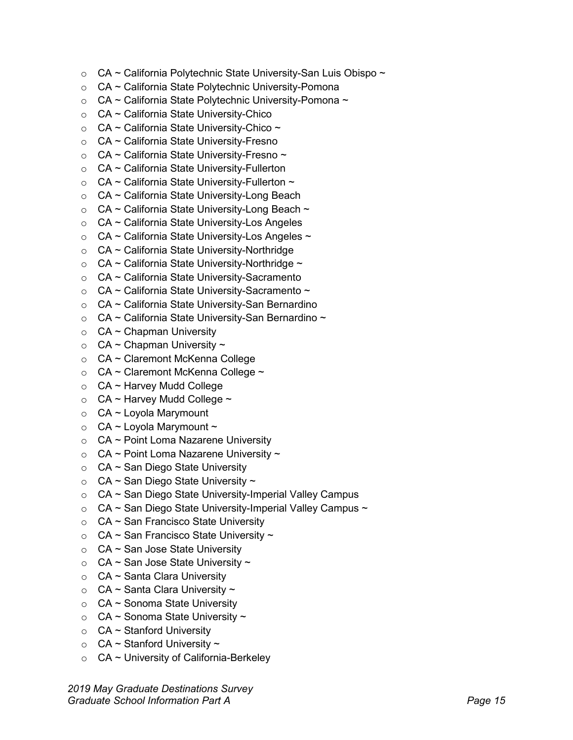- CA ~ California Polytechnic State University-San Luis Obispo ~
- CA ~ California State Polytechnic University-Pomona
- CA ~ California State Polytechnic University-Pomona ~
- CA ~ California State University-Chico
- CA ~ California State University-Chico ~
- CA ~ California State University-Fresno
- CA ~ California State University-Fresno ~
- CA ~ California State University-Fullerton
- CA ~ California State University-Fullerton ~
- CA ~ California State University-Long Beach
- CA ~ California State University-Long Beach ~
- CA ~ California State University-Los Angeles
- CA ~ California State University-Los Angeles ~
- CA ~ California State University-Northridge
- CA ~ California State University-Northridge ~
- CA ~ California State University-Sacramento
- CA ~ California State University-Sacramento ~
- CA ~ California State University-San Bernardino
- CA ~ California State University-San Bernardino ~
- CA ~ Chapman University
- CA ~ Chapman University ~
- CA ~ Claremont McKenna College
- CA ~ Claremont McKenna College ~
- CA ~ Harvey Mudd College
- CA ~ Harvey Mudd College ~
- CA ~ Loyola Marymount
- CA ~ Loyola Marymount ~
- CA ~ Point Loma Nazarene University
- CA ~ Point Loma Nazarene University ~
- CA ~ San Diego State University
- CA ~ San Diego State University ~
- CA ~ San Diego State University-Imperial Valley Campus
- CA ~ San Diego State University-Imperial Valley Campus ~
- CA ~ San Francisco State University
- CA ~ San Francisco State University ~
- CA ~ San Jose State University
- CA ~ San Jose State University ~
- CA ~ Santa Clara University
- CA ~ Santa Clara University ~
- CA ~ Sonoma State University
- CA ~ Sonoma State University ~
- CA ~ Stanford University
- CA ~ Stanford University ~
- CA ~ University of California-Berkeley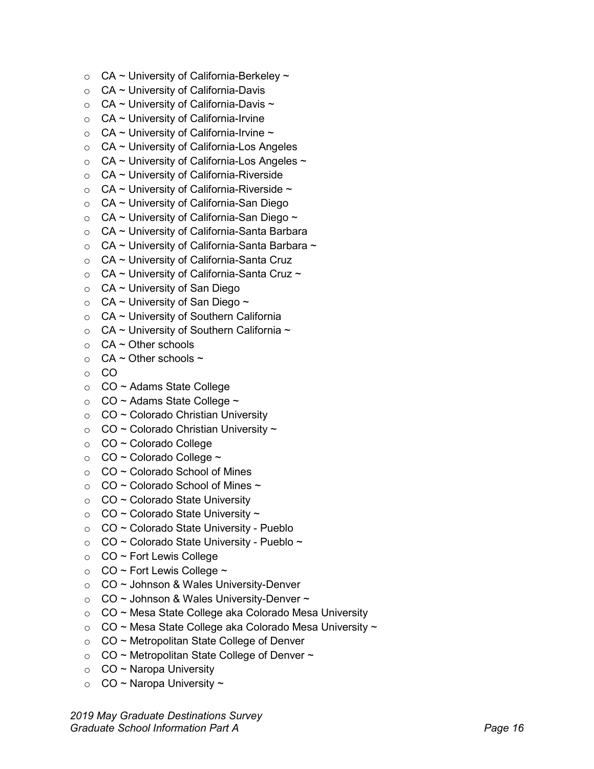- CA ~ University of California-Berkeley ~
- CA ~ University of California-Davis
- CA ~ University of California-Davis ~
- CA ~ University of California-Irvine
- CA ~ University of California-Irvine ~
- CA ~ University of California-Los Angeles
- CA ~ University of California-Los Angeles ~
- CA ~ University of California-Riverside
- CA ~ University of California-Riverside ~
- CA ~ University of California-San Diego
- CA ~ University of California-San Diego ~
- CA ~ University of California-Santa Barbara
- CA ~ University of California-Santa Barbara ~
- CA ~ University of California-Santa Cruz
- CA ~ University of California-Santa Cruz ~
- CA ~ University of San Diego
- CA ~ University of San Diego ~
- CA ~ University of Southern California
- CA ~ University of Southern California ~
- CA ~ Other schools
- CA ~ Other schools ~
- CO
- CO ~ Adams State College
- CO ~ Adams State College ~
- CO ~ Colorado Christian University
- CO ~ Colorado Christian University ~
- CO ~ Colorado College
- CO ~ Colorado College ~
- CO ~ Colorado School of Mines
- CO ~ Colorado School of Mines ~
- CO ~ Colorado State University
- CO ~ Colorado State University ~
- CO ~ Colorado State University - Pueblo
- CO ~ Colorado State University - Pueblo ~
- CO ~ Fort Lewis College
- CO ~ Fort Lewis College ~
- CO ~ Johnson & Wales University-Denver
- CO ~ Johnson & Wales University-Denver ~
- CO ~ Mesa State College aka Colorado Mesa University
- CO ~ Mesa State College aka Colorado Mesa University ~
- CO ~ Metropolitan State College of Denver
- CO ~ Metropolitan State College of Denver ~
- CO ~ Naropa University
- CO ~ Naropa University ~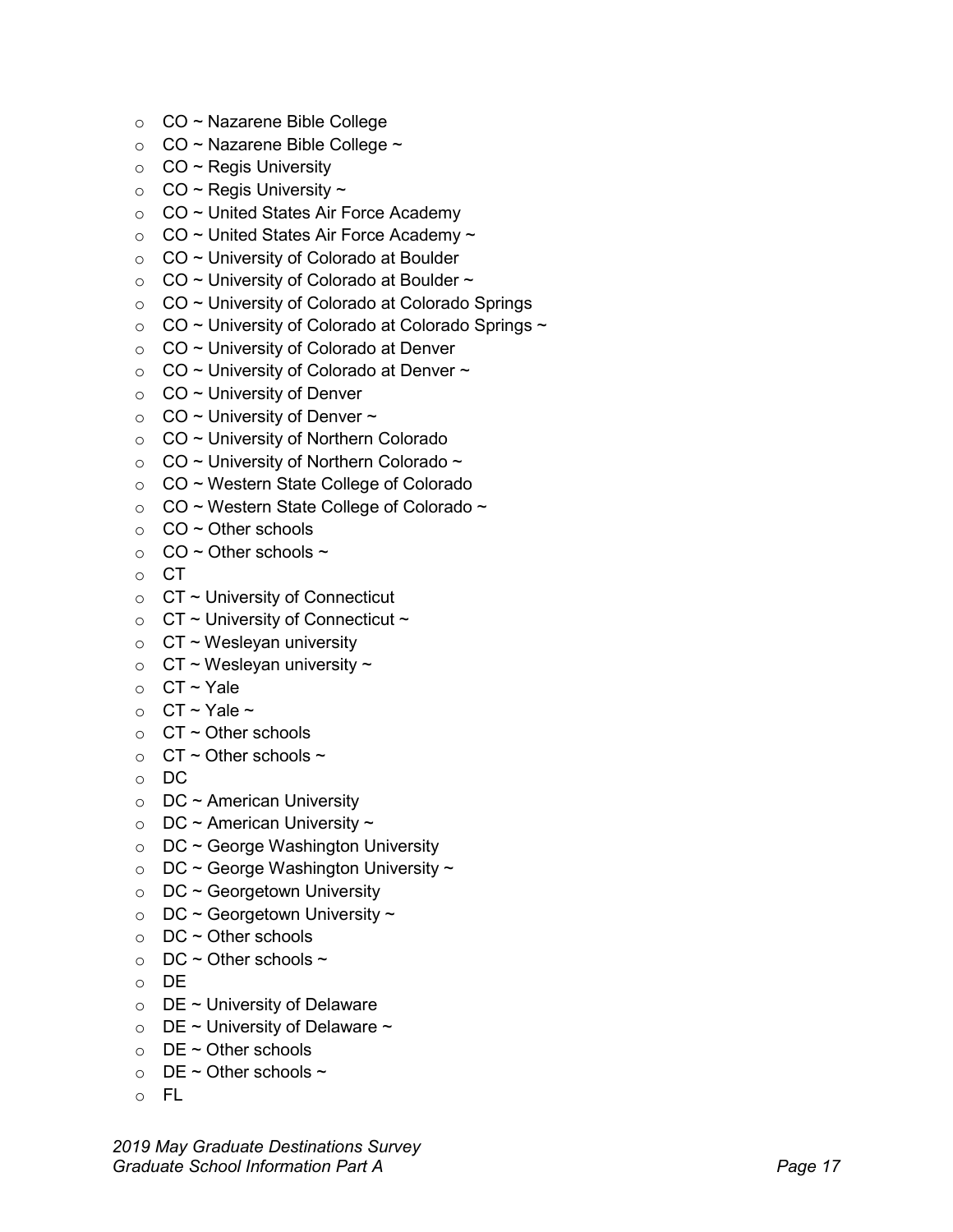- CO ~ Nazarene Bible College
- CO ~ Nazarene Bible College ~
- CO ~ Regis University
- CO ~ Regis University ~
- CO ~ United States Air Force Academy
- CO ~ United States Air Force Academy ~
- CO ~ University of Colorado at Boulder
- CO ~ University of Colorado at Boulder ~
- CO ~ University of Colorado at Colorado Springs
- CO ~ University of Colorado at Colorado Springs ~
- CO ~ University of Colorado at Denver
- CO ~ University of Colorado at Denver ~
- CO ~ University of Denver
- CO ~ University of Denver ~
- CO ~ University of Northern Colorado
- CO ~ University of Northern Colorado ~
- CO ~ Western State College of Colorado
- CO ~ Western State College of Colorado ~
- CO ~ Other schools
- CO ~ Other schools ~
- CT
- CT ~ University of Connecticut
- CT ~ University of Connecticut ~
- CT ~ Wesleyan university
- CT ~ Wesleyan university ~
- CT ~ Yale
- CT ~ Yale ~
- CT ~ Other schools
- CT ~ Other schools ~
- DC
- DC ~ American University
- DC ~ American University ~
- DC ~ George Washington University
- DC ~ George Washington University ~
- DC ~ Georgetown University
- DC ~ Georgetown University ~
- DC ~ Other schools
- DC ~ Other schools ~
- DE
- DE ~ University of Delaware
- DE ~ University of Delaware ~
- DE ~ Other schools
- DE ~ Other schools ~
- FL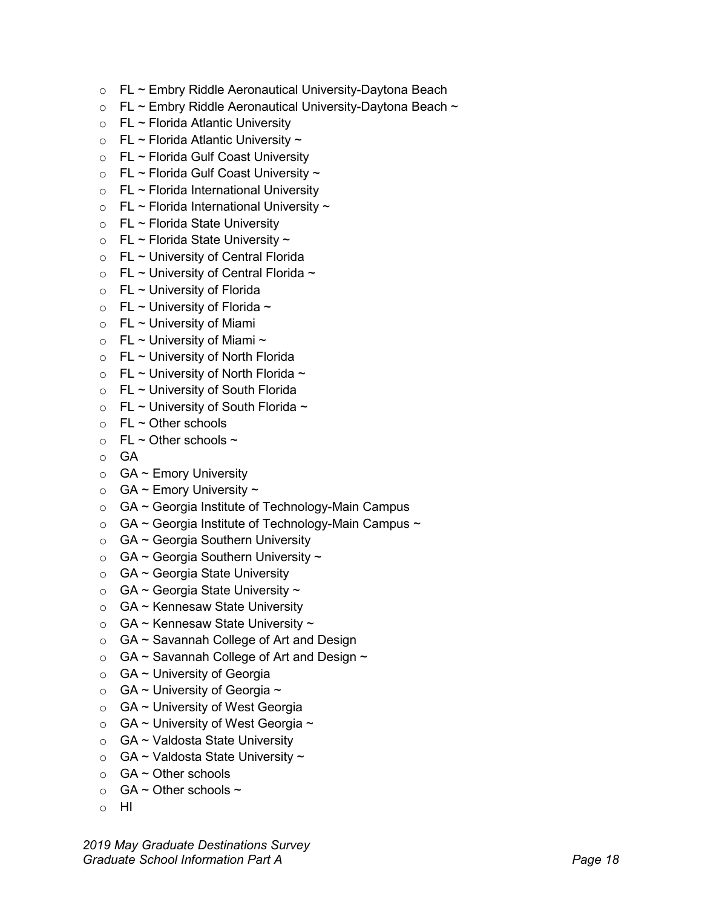- FL ~ Embry Riddle Aeronautical University-Daytona Beach
- FL ~ Embry Riddle Aeronautical University-Daytona Beach ~
- FL ~ Florida Atlantic University
- FL ~ Florida Atlantic University ~
- FL ~ Florida Gulf Coast University
- FL ~ Florida Gulf Coast University ~
- FL ~ Florida International University
- FL ~ Florida International University ~
- FL ~ Florida State University
- FL ~ Florida State University ~
- FL ~ University of Central Florida
- FL ~ University of Central Florida ~
- FL ~ University of Florida
- FL ~ University of Florida ~
- FL ~ University of Miami
- FL ~ University of Miami ~
- FL ~ University of North Florida
- FL ~ University of North Florida ~
- FL ~ University of South Florida
- FL ~ University of South Florida ~
- FL ~ Other schools
- FL ~ Other schools ~
- GA
- GA ~ Emory University
- GA ~ Emory University ~
- GA ~ Georgia Institute of Technology-Main Campus
- GA ~ Georgia Institute of Technology-Main Campus ~
- GA ~ Georgia Southern University
- GA ~ Georgia Southern University ~
- GA ~ Georgia State University
- GA ~ Georgia State University ~
- GA ~ Kennesaw State University
- GA ~ Kennesaw State University ~
- GA ~ Savannah College of Art and Design
- GA ~ Savannah College of Art and Design ~
- GA ~ University of Georgia
- GA ~ University of Georgia ~
- GA ~ University of West Georgia
- GA ~ University of West Georgia ~
- GA ~ Valdosta State University
- GA ~ Valdosta State University ~
- GA ~ Other schools
- GA ~ Other schools ~
- HI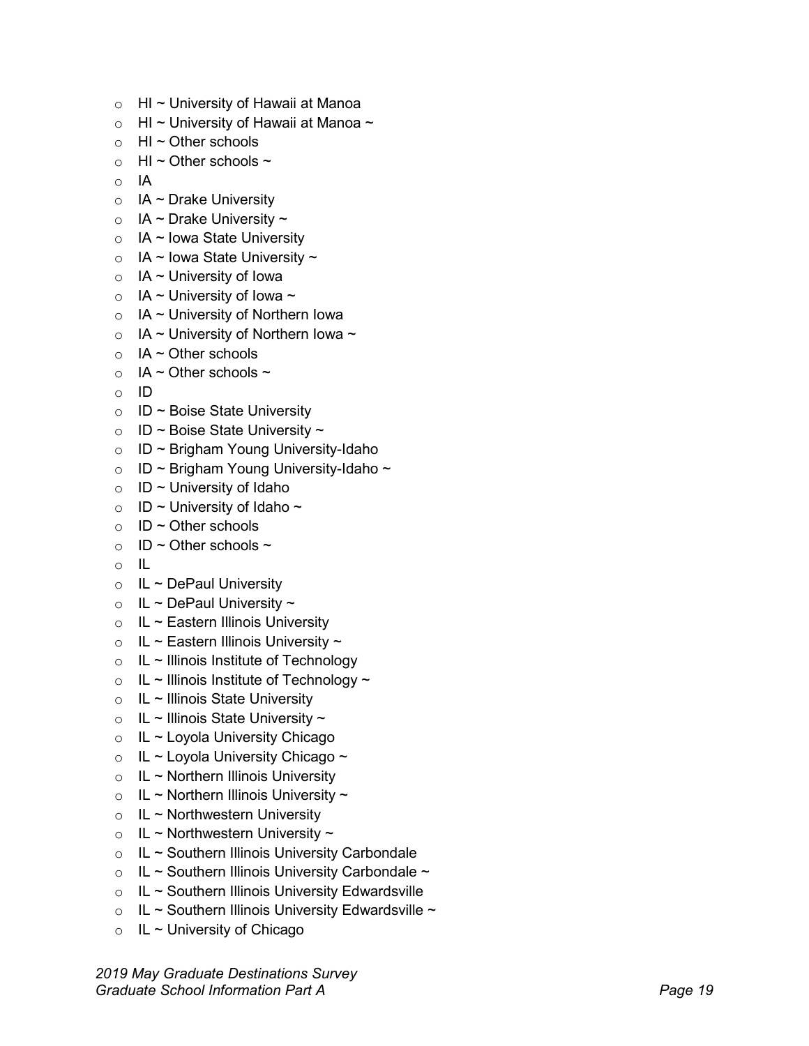- HI ~ University of Hawaii at Manoa
- HI ~ University of Hawaii at Manoa ~
- HI ~ Other schools
- HI ~ Other schools ~
- IA
- IA ~ Drake University
- IA ~ Drake University ~
- IA ~ Iowa State University
- IA ~ Iowa State University ~
- IA ~ University of Iowa
- IA ~ University of Iowa ~
- IA ~ University of Northern Iowa
- IA ~ University of Northern Iowa ~
- IA ~ Other schools
- IA ~ Other schools ~
- ID
- ID ~ Boise State University
- ID ~ Boise State University ~
- ID ~ Brigham Young University-Idaho
- ID ~ Brigham Young University-Idaho ~
- ID ~ University of Idaho
- ID ~ University of Idaho ~
- ID ~ Other schools
- ID ~ Other schools ~
- IL
- IL ~ DePaul University
- IL ~ DePaul University ~
- IL ~ Eastern Illinois University
- IL ~ Eastern Illinois University ~
- IL ~ Illinois Institute of Technology
- IL ~ Illinois Institute of Technology ~
- IL ~ Illinois State University
- IL ~ Illinois State University ~
- IL ~ Loyola University Chicago
- IL ~ Loyola University Chicago ~
- IL ~ Northern Illinois University
- IL ~ Northern Illinois University ~
- IL ~ Northwestern University
- IL ~ Northwestern University ~
- IL ~ Southern Illinois University Carbondale
- IL ~ Southern Illinois University Carbondale ~
- IL ~ Southern Illinois University Edwardsville
- IL ~ Southern Illinois University Edwardsville ~
- IL ~ University of Chicago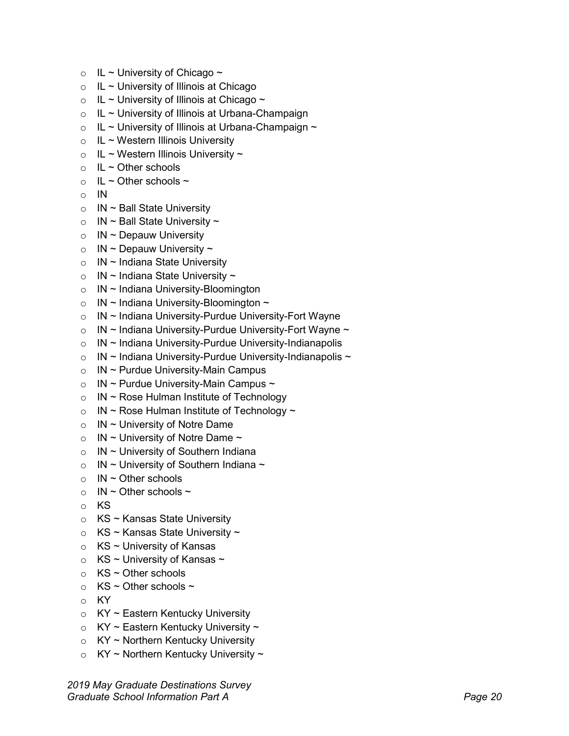- IL ~ University of Chicago ~
- IL ~ University of Illinois at Chicago
- IL ~ University of Illinois at Chicago ~
- IL ~ University of Illinois at Urbana-Champaign
- IL ~ University of Illinois at Urbana-Champaign ~
- IL ~ Western Illinois University
- IL ~ Western Illinois University ~
- IL ~ Other schools
- IL ~ Other schools ~
- IN
- IN ~ Ball State University
- IN ~ Ball State University ~
- IN ~ Depauw University
- IN ~ Depauw University ~
- IN ~ Indiana State University
- IN ~ Indiana State University ~
- IN ~ Indiana University-Bloomington
- IN ~ Indiana University-Bloomington ~
- IN ~ Indiana University-Purdue University-Fort Wayne
- IN ~ Indiana University-Purdue University-Fort Wayne ~
- IN ~ Indiana University-Purdue University-Indianapolis
- IN ~ Indiana University-Purdue University-Indianapolis ~
- IN ~ Purdue University-Main Campus
- IN ~ Purdue University-Main Campus ~
- IN ~ Rose Hulman Institute of Technology
- IN ~ Rose Hulman Institute of Technology ~
- IN ~ University of Notre Dame
- IN ~ University of Notre Dame ~
- IN ~ University of Southern Indiana
- IN ~ University of Southern Indiana ~
- IN ~ Other schools
- IN ~ Other schools ~
- KS
- KS ~ Kansas State University
- KS ~ Kansas State University ~
- KS ~ University of Kansas
- KS ~ University of Kansas ~
- KS ~ Other schools
- KS ~ Other schools ~
- KY
- KY ~ Eastern Kentucky University
- KY ~ Eastern Kentucky University ~
- KY ~ Northern Kentucky University
- KY ~ Northern Kentucky University ~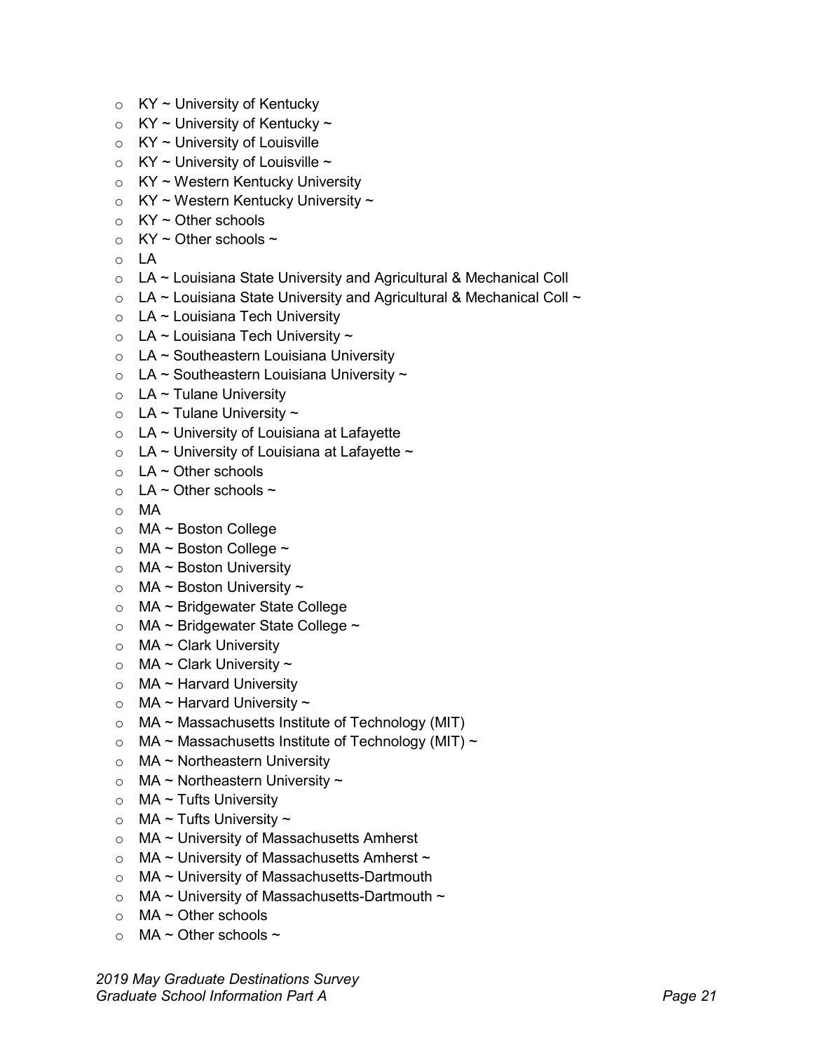- KY ~ University of Kentucky
- KY ~ University of Kentucky ~
- KY ~ University of Louisville
- KY ~ University of Louisville ~
- KY ~ Western Kentucky University
- KY ~ Western Kentucky University ~
- KY ~ Other schools
- KY ~ Other schools ~
- LA
- LA ~ Louisiana State University and Agricultural & Mechanical Coll
- LA ~ Louisiana State University and Agricultural & Mechanical Coll ~
- LA ~ Louisiana Tech University
- LA ~ Louisiana Tech University ~
- LA ~ Southeastern Louisiana University
- LA ~ Southeastern Louisiana University ~
- LA ~ Tulane University
- LA ~ Tulane University ~
- LA ~ University of Louisiana at Lafayette
- LA ~ University of Louisiana at Lafayette ~
- LA ~ Other schools
- LA ~ Other schools ~
- MA
- MA ~ Boston College
- MA ~ Boston College ~
- MA ~ Boston University
- MA ~ Boston University ~
- MA ~ Bridgewater State College
- MA ~ Bridgewater State College ~
- MA ~ Clark University
- MA ~ Clark University ~
- MA ~ Harvard University
- MA ~ Harvard University ~
- MA ~ Massachusetts Institute of Technology (MIT)
- MA ~ Massachusetts Institute of Technology (MIT) ~
- MA ~ Northeastern University
- MA ~ Northeastern University ~
- MA ~ Tufts University
- MA ~ Tufts University ~
- MA ~ University of Massachusetts Amherst
- MA ~ University of Massachusetts Amherst ~
- MA ~ University of Massachusetts-Dartmouth
- MA ~ University of Massachusetts-Dartmouth ~
- MA ~ Other schools
- MA ~ Other schools ~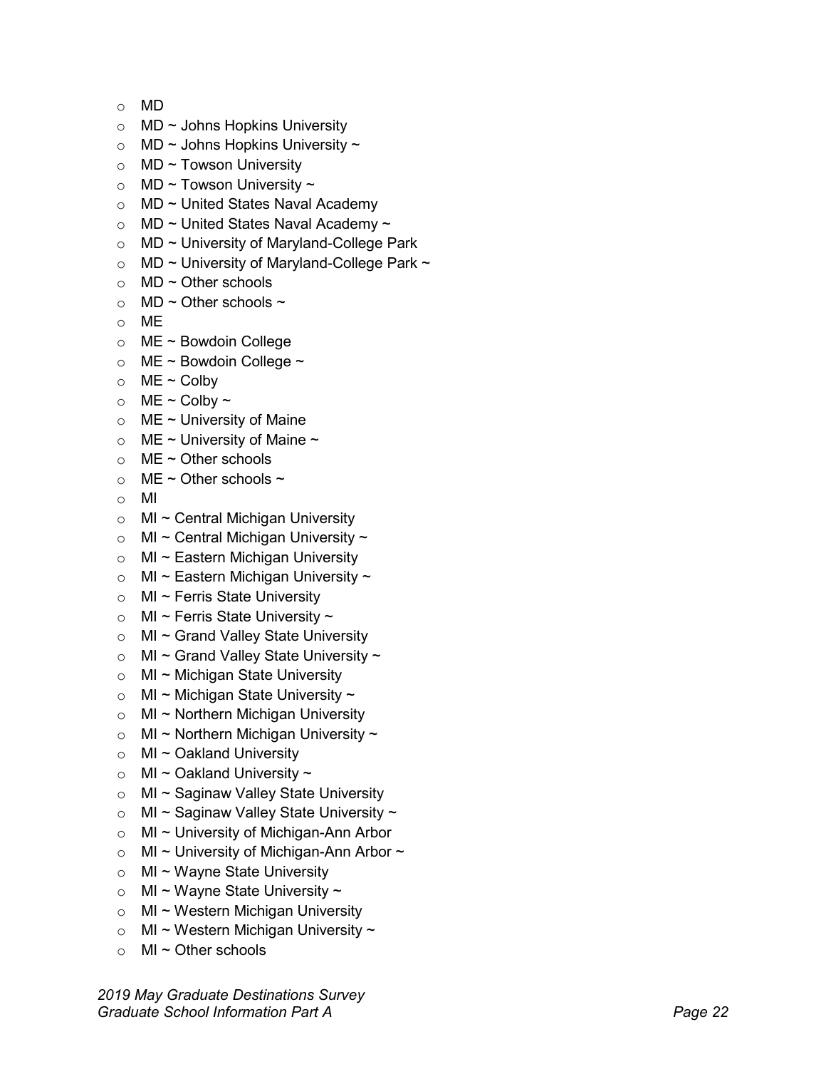- MD
- MD ~ Johns Hopkins University
- MD ~ Johns Hopkins University ~
- MD ~ Towson University
- MD ~ Towson University ~
- MD ~ United States Naval Academy
- MD ~ United States Naval Academy ~
- MD ~ University of Maryland-College Park
- MD ~ University of Maryland-College Park ~
- MD ~ Other schools
- MD ~ Other schools ~
- ME
- ME ~ Bowdoin College
- ME ~ Bowdoin College ~
- ME ~ Colby
- ME ~ Colby ~
- ME ~ University of Maine
- ME ~ University of Maine ~
- ME ~ Other schools
- ME ~ Other schools ~
- MI
- MI ~ Central Michigan University
- MI ~ Central Michigan University ~
- MI ~ Eastern Michigan University
- MI ~ Eastern Michigan University ~
- MI ~ Ferris State University
- MI ~ Ferris State University ~
- MI ~ Grand Valley State University
- MI ~ Grand Valley State University ~
- MI ~ Michigan State University
- MI ~ Michigan State University ~
- MI ~ Northern Michigan University
- MI ~ Northern Michigan University ~
- MI ~ Oakland University
- MI ~ Oakland University ~
- MI ~ Saginaw Valley State University
- MI ~ Saginaw Valley State University ~
- MI ~ University of Michigan-Ann Arbor
- MI ~ University of Michigan-Ann Arbor ~
- MI ~ Wayne State University
- MI ~ Wayne State University ~
- MI ~ Western Michigan University
- MI ~ Western Michigan University ~
- MI ~ Other schools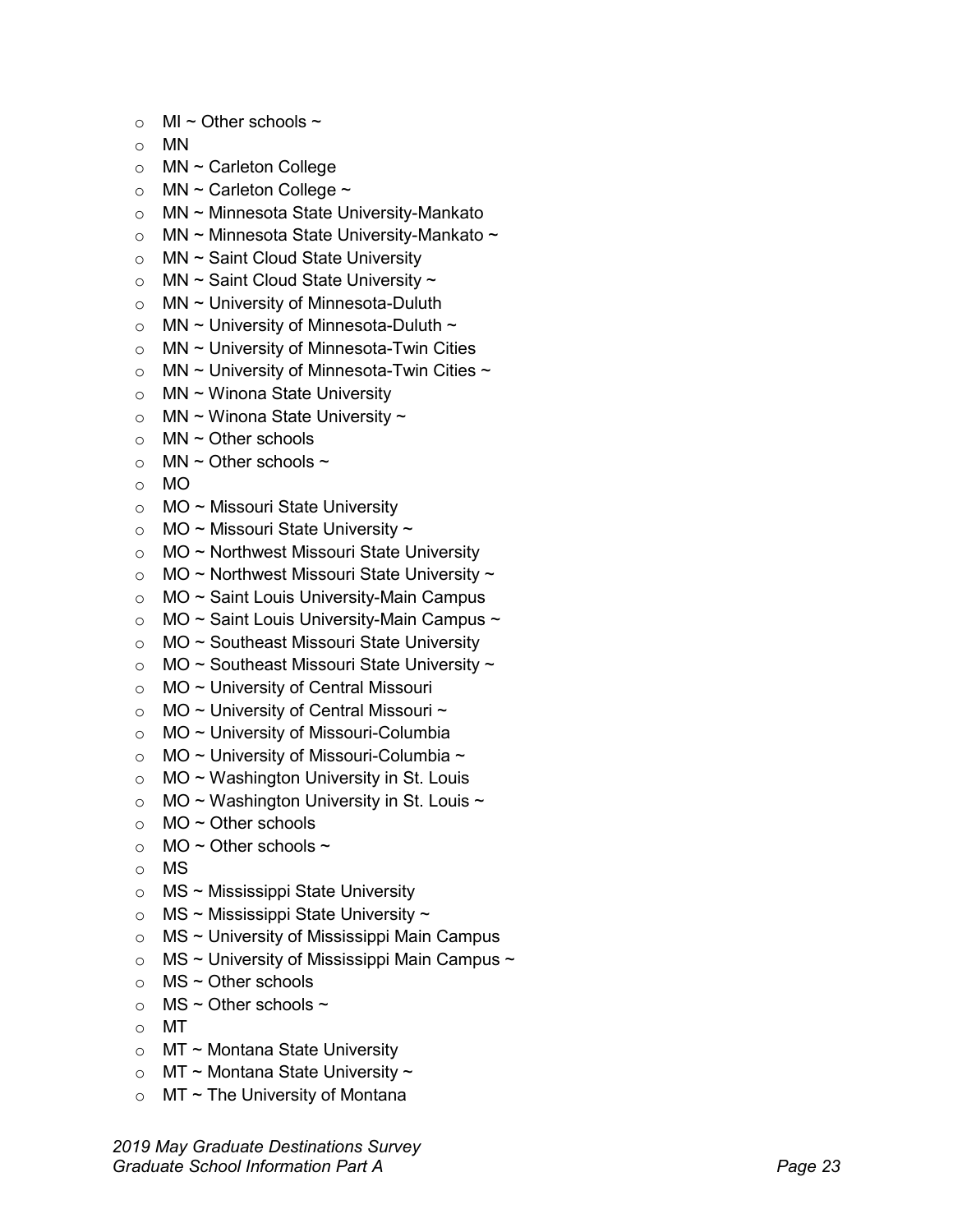- MI ~ Other schools ~
- MN
- MN ~ Carleton College
- MN ~ Carleton College ~
- MN ~ Minnesota State University-Mankato
- MN ~ Minnesota State University-Mankato ~
- MN ~ Saint Cloud State University
- MN ~ Saint Cloud State University ~
- MN ~ University of Minnesota-Duluth
- MN ~ University of Minnesota-Duluth ~
- MN ~ University of Minnesota-Twin Cities
- MN ~ University of Minnesota-Twin Cities ~
- MN ~ Winona State University
- MN ~ Winona State University ~
- MN ~ Other schools
- MN ~ Other schools ~
- MO
- MO ~ Missouri State University
- MO ~ Missouri State University ~
- MO ~ Northwest Missouri State University
- MO ~ Northwest Missouri State University ~
- MO ~ Saint Louis University-Main Campus
- MO ~ Saint Louis University-Main Campus ~
- MO ~ Southeast Missouri State University
- MO ~ Southeast Missouri State University ~
- MO ~ University of Central Missouri
- MO ~ University of Central Missouri ~
- MO ~ University of Missouri-Columbia
- MO ~ University of Missouri-Columbia ~
- MO ~ Washington University in St. Louis
- MO ~ Washington University in St. Louis ~
- MO ~ Other schools
- MO ~ Other schools ~
- MS
- MS ~ Mississippi State University
- MS ~ Mississippi State University ~
- MS ~ University of Mississippi Main Campus
- MS ~ University of Mississippi Main Campus ~
- MS ~ Other schools
- MS ~ Other schools ~
- MT
- MT ~ Montana State University
- MT ~ Montana State University ~
- MT ~ The University of Montana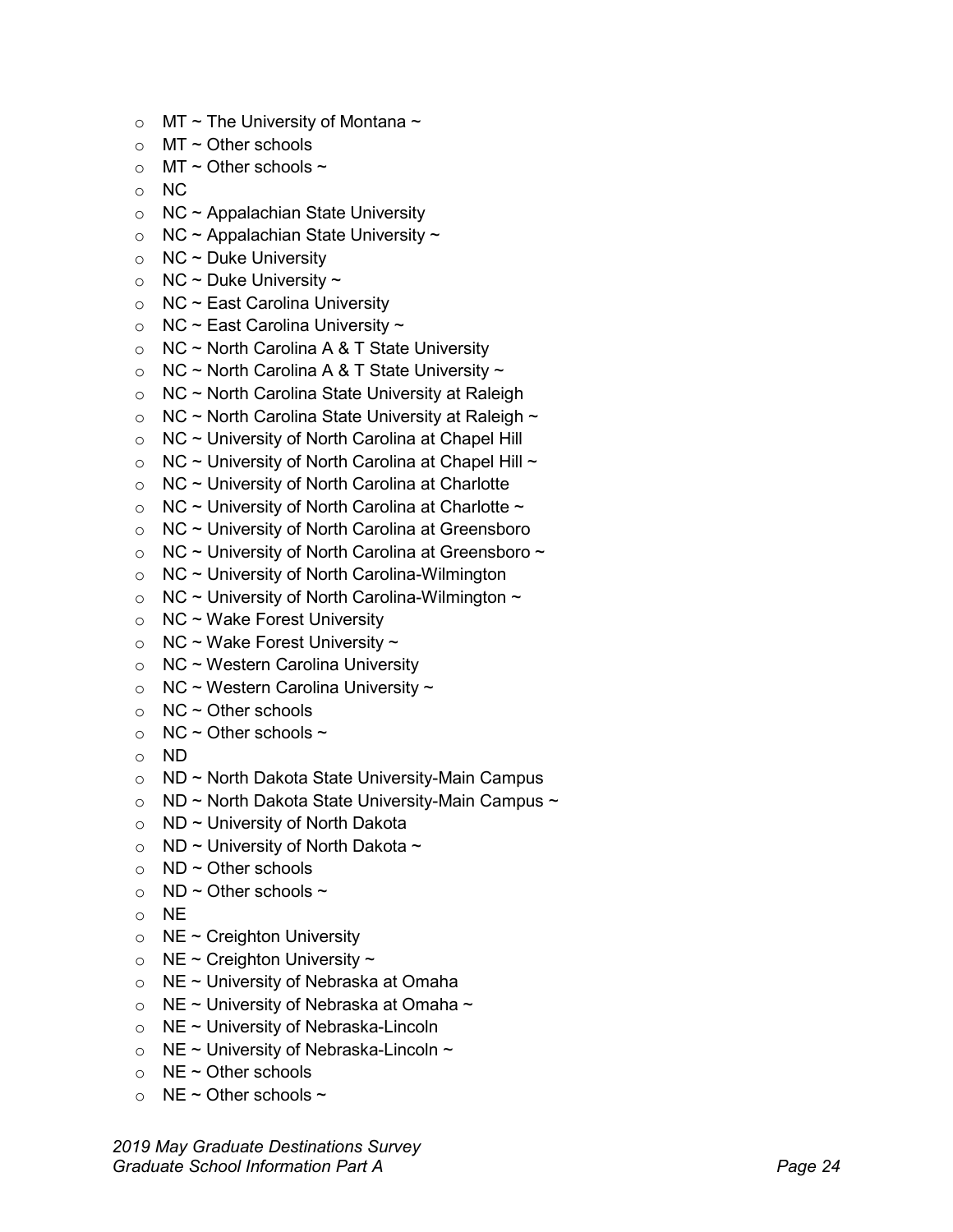- MT ~ The University of Montana ~
- MT ~ Other schools
- MT ~ Other schools ~
- NC
- NC ~ Appalachian State University
- NC ~ Appalachian State University ~
- NC ~ Duke University
- NC ~ Duke University ~
- NC ~ East Carolina University
- NC ~ East Carolina University ~
- NC ~ North Carolina A & T State University
- NC ~ North Carolina A & T State University ~
- NC ~ North Carolina State University at Raleigh
- NC ~ North Carolina State University at Raleigh ~
- NC ~ University of North Carolina at Chapel Hill
- NC ~ University of North Carolina at Chapel Hill ~
- NC ~ University of North Carolina at Charlotte
- NC ~ University of North Carolina at Charlotte ~
- NC ~ University of North Carolina at Greensboro
- NC ~ University of North Carolina at Greensboro ~
- NC ~ University of North Carolina-Wilmington
- NC ~ University of North Carolina-Wilmington ~
- NC ~ Wake Forest University
- NC ~ Wake Forest University ~
- NC ~ Western Carolina University
- NC ~ Western Carolina University ~
- NC ~ Other schools
- NC ~ Other schools ~
- ND
- ND ~ North Dakota State University-Main Campus
- ND ~ North Dakota State University-Main Campus ~
- ND ~ University of North Dakota
- ND ~ University of North Dakota ~
- ND ~ Other schools
- ND ~ Other schools ~
- NE
- NE ~ Creighton University
- NE ~ Creighton University ~
- NE ~ University of Nebraska at Omaha
- NE ~ University of Nebraska at Omaha ~
- NE ~ University of Nebraska-Lincoln
- NE ~ University of Nebraska-Lincoln ~
- NE ~ Other schools
- NE ~ Other schools ~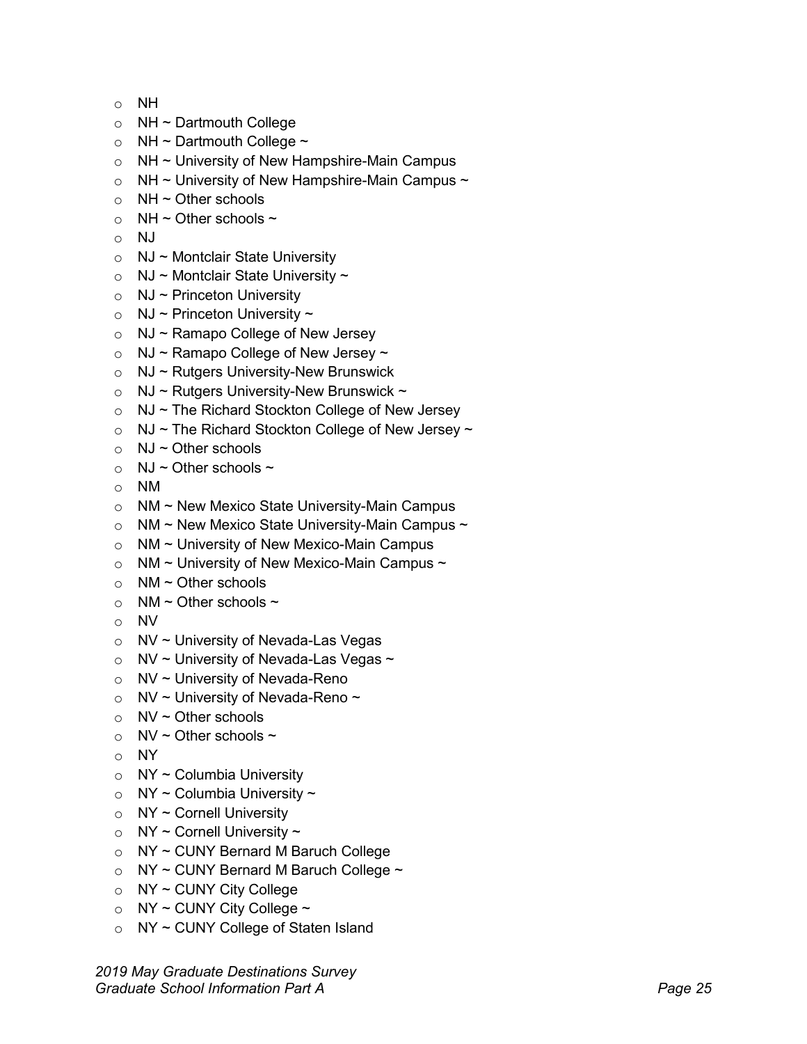- NH
- NH ~ Dartmouth College
- NH ~ Dartmouth College ~
- NH ~ University of New Hampshire-Main Campus
- NH ~ University of New Hampshire-Main Campus ~
- NH ~ Other schools
- NH ~ Other schools ~
- NJ
- NJ ~ Montclair State University
- NJ ~ Montclair State University ~
- NJ ~ Princeton University
- NJ ~ Princeton University ~
- NJ ~ Ramapo College of New Jersey
- NJ ~ Ramapo College of New Jersey ~
- NJ ~ Rutgers University-New Brunswick
- NJ ~ Rutgers University-New Brunswick ~
- NJ ~ The Richard Stockton College of New Jersey
- NJ ~ The Richard Stockton College of New Jersey ~
- NJ ~ Other schools
- NJ ~ Other schools ~
- NM
- NM ~ New Mexico State University-Main Campus
- NM ~ New Mexico State University-Main Campus ~
- NM ~ University of New Mexico-Main Campus
- NM ~ University of New Mexico-Main Campus ~
- NM ~ Other schools
- NM ~ Other schools ~
- NV
- NV ~ University of Nevada-Las Vegas
- NV ~ University of Nevada-Las Vegas ~
- NV ~ University of Nevada-Reno
- NV ~ University of Nevada-Reno ~
- NV ~ Other schools
- NV ~ Other schools ~
- NY
- NY ~ Columbia University
- NY ~ Columbia University ~
- NY ~ Cornell University
- NY ~ Cornell University ~
- NY ~ CUNY Bernard M Baruch College
- NY ~ CUNY Bernard M Baruch College ~
- NY ~ CUNY City College
- NY ~ CUNY City College ~
- NY ~ CUNY College of Staten Island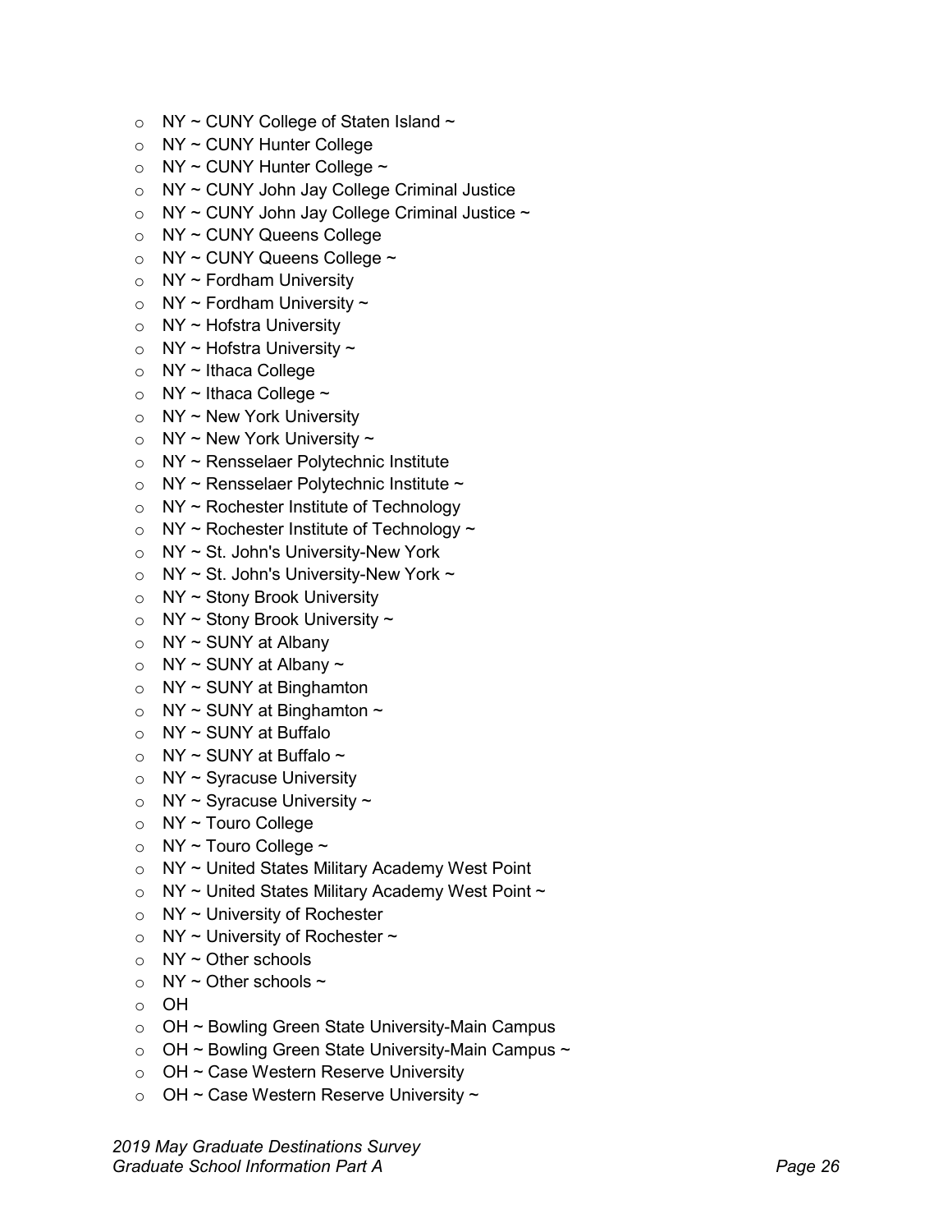- NY ~ CUNY College of Staten Island ~
- NY ~ CUNY Hunter College
- NY ~ CUNY Hunter College ~
- NY ~ CUNY John Jay College Criminal Justice
- NY ~ CUNY John Jay College Criminal Justice ~
- NY ~ CUNY Queens College
- NY ~ CUNY Queens College ~
- NY ~ Fordham University
- NY ~ Fordham University ~
- NY ~ Hofstra University
- NY ~ Hofstra University ~
- NY ~ Ithaca College
- NY ~ Ithaca College ~
- NY ~ New York University
- NY ~ New York University ~
- NY ~ Rensselaer Polytechnic Institute
- NY ~ Rensselaer Polytechnic Institute ~
- NY ~ Rochester Institute of Technology
- NY ~ Rochester Institute of Technology ~
- NY ~ St. John's University-New York
- NY ~ St. John's University-New York ~
- NY ~ Stony Brook University
- NY ~ Stony Brook University ~
- NY ~ SUNY at Albany
- NY ~ SUNY at Albany ~
- NY ~ SUNY at Binghamton
- NY ~ SUNY at Binghamton ~
- NY ~ SUNY at Buffalo
- NY ~ SUNY at Buffalo ~
- NY ~ Syracuse University
- NY ~ Syracuse University ~
- NY ~ Touro College
- NY ~ Touro College ~
- NY ~ United States Military Academy West Point
- NY ~ United States Military Academy West Point ~
- NY ~ University of Rochester
- NY ~ University of Rochester ~
- NY ~ Other schools
- NY ~ Other schools ~
- OH
- OH ~ Bowling Green State University-Main Campus
- OH ~ Bowling Green State University-Main Campus ~
- OH ~ Case Western Reserve University
- OH ~ Case Western Reserve University ~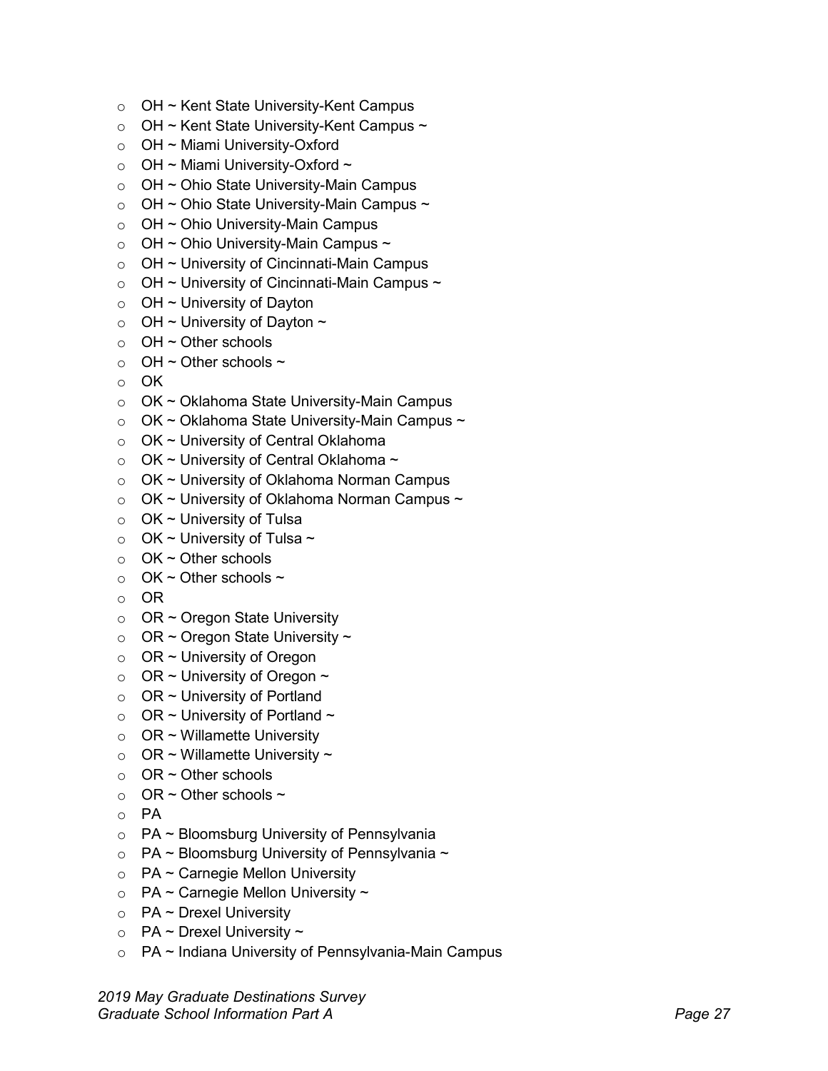- OH ~ Kent State University-Kent Campus
- OH ~ Kent State University-Kent Campus ~
- OH ~ Miami University-Oxford
- OH ~ Miami University-Oxford ~
- OH ~ Ohio State University-Main Campus
- OH ~ Ohio State University-Main Campus ~
- OH ~ Ohio University-Main Campus
- OH ~ Ohio University-Main Campus ~
- OH ~ University of Cincinnati-Main Campus
- OH ~ University of Cincinnati-Main Campus ~
- OH ~ University of Dayton
- OH ~ University of Dayton ~
- OH ~ Other schools
- OH ~ Other schools ~
- OK
- OK ~ Oklahoma State University-Main Campus
- OK ~ Oklahoma State University-Main Campus ~
- OK ~ University of Central Oklahoma
- OK ~ University of Central Oklahoma ~
- OK ~ University of Oklahoma Norman Campus
- OK ~ University of Oklahoma Norman Campus ~
- OK ~ University of Tulsa
- OK ~ University of Tulsa ~
- OK ~ Other schools
- OK ~ Other schools ~
- OR
- OR ~ Oregon State University
- OR ~ Oregon State University ~
- OR ~ University of Oregon
- OR ~ University of Oregon ~
- OR ~ University of Portland
- OR ~ University of Portland ~
- OR ~ Willamette University
- OR ~ Willamette University ~
- OR ~ Other schools
- OR ~ Other schools ~
- PA
- PA ~ Bloomsburg University of Pennsylvania
- PA ~ Bloomsburg University of Pennsylvania ~
- PA ~ Carnegie Mellon University
- PA ~ Carnegie Mellon University ~
- PA ~ Drexel University
- PA ~ Drexel University ~
- PA ~ Indiana University of Pennsylvania-Main Campus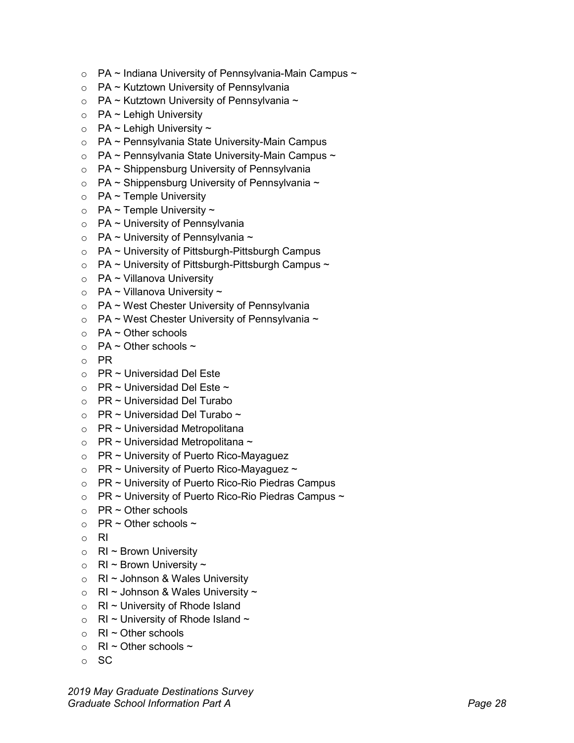- PA ~ Indiana University of Pennsylvania-Main Campus ~
- PA ~ Kutztown University of Pennsylvania
- PA ~ Kutztown University of Pennsylvania ~
- PA ~ Lehigh University
- PA ~ Lehigh University ~
- PA ~ Pennsylvania State University-Main Campus
- PA ~ Pennsylvania State University-Main Campus ~
- PA ~ Shippensburg University of Pennsylvania
- PA ~ Shippensburg University of Pennsylvania ~
- PA ~ Temple University
- PA ~ Temple University ~
- PA ~ University of Pennsylvania
- PA ~ University of Pennsylvania ~
- PA ~ University of Pittsburgh-Pittsburgh Campus
- PA ~ University of Pittsburgh-Pittsburgh Campus ~
- PA ~ Villanova University
- PA ~ Villanova University ~
- PA ~ West Chester University of Pennsylvania
- PA ~ West Chester University of Pennsylvania ~
- PA ~ Other schools
- PA ~ Other schools ~
- PR
- PR ~ Universidad Del Este
- PR ~ Universidad Del Este ~
- PR ~ Universidad Del Turabo
- PR ~ Universidad Del Turabo ~
- PR ~ Universidad Metropolitana
- PR ~ Universidad Metropolitana ~
- PR ~ University of Puerto Rico-Mayaguez
- PR ~ University of Puerto Rico-Mayaguez ~
- PR ~ University of Puerto Rico-Rio Piedras Campus
- PR ~ University of Puerto Rico-Rio Piedras Campus ~
- PR ~ Other schools
- PR ~ Other schools ~
- RI
- RI ~ Brown University
- RI ~ Brown University ~
- RI ~ Johnson & Wales University
- RI ~ Johnson & Wales University ~
- RI ~ University of Rhode Island
- RI ~ University of Rhode Island ~
- RI ~ Other schools
- RI ~ Other schools ~
- SC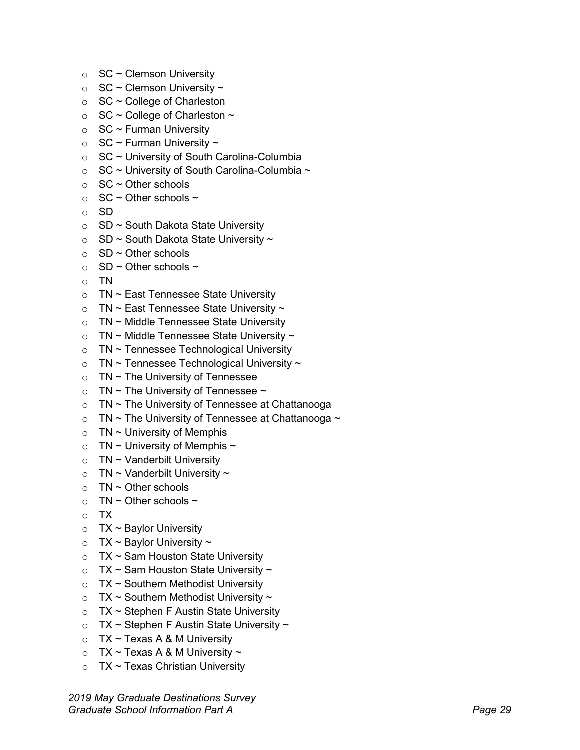- SC ~ Clemson University
- SC ~ Clemson University ~
- SC ~ College of Charleston
- SC ~ College of Charleston ~
- SC ~ Furman University
- SC ~ Furman University ~
- SC ~ University of South Carolina-Columbia
- SC ~ University of South Carolina-Columbia ~
- SC ~ Other schools
- SC ~ Other schools ~
- SD
- SD ~ South Dakota State University
- SD ~ South Dakota State University ~
- SD ~ Other schools
- SD ~ Other schools ~
- TN
- TN ~ East Tennessee State University
- TN ~ East Tennessee State University ~
- TN ~ Middle Tennessee State University
- TN ~ Middle Tennessee State University ~
- TN ~ Tennessee Technological University
- TN ~ Tennessee Technological University ~
- TN ~ The University of Tennessee
- TN ~ The University of Tennessee ~
- TN ~ The University of Tennessee at Chattanooga
- TN ~ The University of Tennessee at Chattanooga ~
- TN ~ University of Memphis
- TN ~ University of Memphis ~
- TN ~ Vanderbilt University
- TN ~ Vanderbilt University ~
- TN ~ Other schools
- TN ~ Other schools ~
- TX
- TX ~ Baylor University
- TX ~ Baylor University ~
- TX ~ Sam Houston State University
- TX ~ Sam Houston State University ~
- TX ~ Southern Methodist University
- TX ~ Southern Methodist University ~
- TX ~ Stephen F Austin State University
- TX ~ Stephen F Austin State University ~
- TX ~ Texas A & M University
- TX ~ Texas A & M University ~
- TX ~ Texas Christian University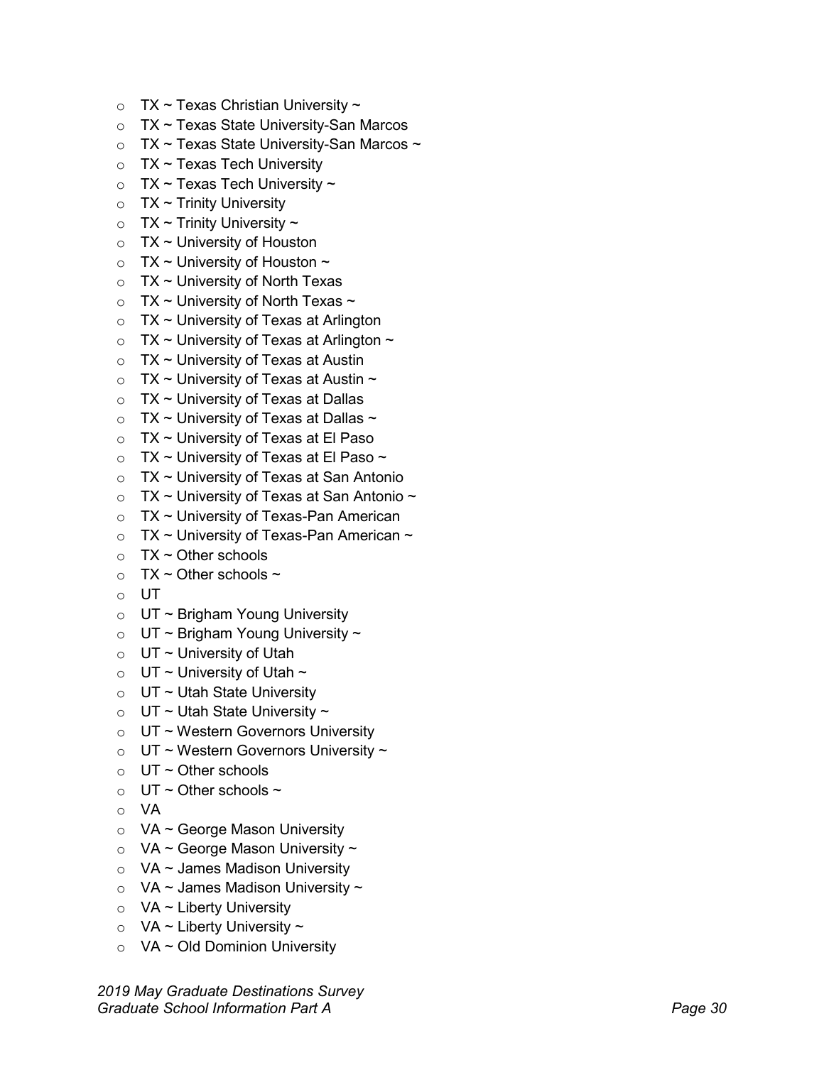- TX ~ Texas Christian University ~
- TX ~ Texas State University-San Marcos
- TX ~ Texas State University-San Marcos ~
- TX ~ Texas Tech University
- TX ~ Texas Tech University ~
- TX ~ Trinity University
- TX ~ Trinity University ~
- TX ~ University of Houston
- TX ~ University of Houston ~
- TX ~ University of North Texas
- TX ~ University of North Texas ~
- TX ~ University of Texas at Arlington
- TX ~ University of Texas at Arlington ~
- TX ~ University of Texas at Austin
- TX ~ University of Texas at Austin ~
- TX ~ University of Texas at Dallas
- TX ~ University of Texas at Dallas ~
- TX ~ University of Texas at El Paso
- TX ~ University of Texas at El Paso ~
- TX ~ University of Texas at San Antonio
- TX ~ University of Texas at San Antonio ~
- TX ~ University of Texas-Pan American
- TX ~ University of Texas-Pan American ~
- TX ~ Other schools
- TX ~ Other schools ~
- UT
- UT ~ Brigham Young University
- UT ~ Brigham Young University ~
- UT ~ University of Utah
- UT ~ University of Utah ~
- UT ~ Utah State University
- UT ~ Utah State University ~
- UT ~ Western Governors University
- UT ~ Western Governors University ~
- UT ~ Other schools
- UT ~ Other schools ~
- VA
- VA ~ George Mason University
- VA ~ George Mason University ~
- VA ~ James Madison University
- VA ~ James Madison University ~
- VA ~ Liberty University
- VA ~ Liberty University ~
- VA ~ Old Dominion University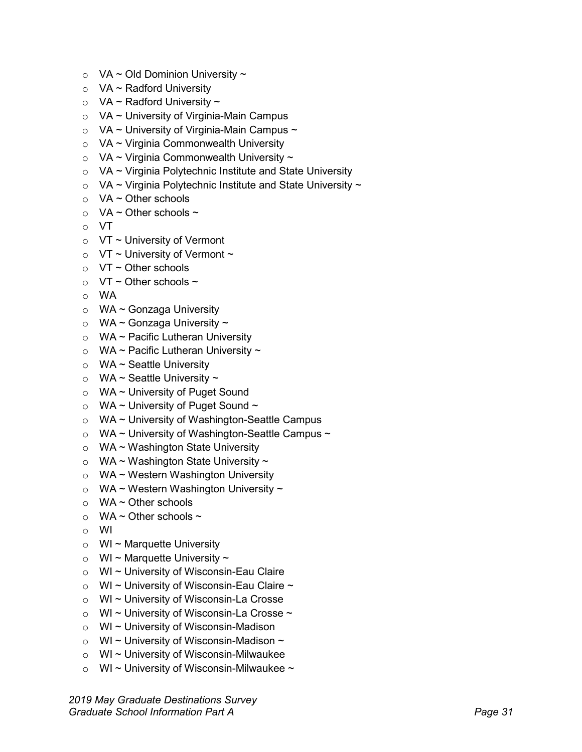- VA ~ Old Dominion University ~
- VA ~ Radford University
- VA ~ Radford University ~
- VA ~ University of Virginia-Main Campus
- VA ~ University of Virginia-Main Campus ~
- VA ~ Virginia Commonwealth University
- VA ~ Virginia Commonwealth University ~
- VA ~ Virginia Polytechnic Institute and State University
- VA ~ Virginia Polytechnic Institute and State University ~
- VA ~ Other schools
- VA ~ Other schools ~
- VT
- VT ~ University of Vermont
- VT ~ University of Vermont ~
- VT ~ Other schools
- VT ~ Other schools ~
- WA
- WA ~ Gonzaga University
- WA ~ Gonzaga University ~
- WA ~ Pacific Lutheran University
- WA ~ Pacific Lutheran University ~
- WA ~ Seattle University
- WA ~ Seattle University ~
- WA ~ University of Puget Sound
- WA ~ University of Puget Sound ~
- WA ~ University of Washington-Seattle Campus
- WA ~ University of Washington-Seattle Campus ~
- WA ~ Washington State University
- WA ~ Washington State University ~
- WA ~ Western Washington University
- WA ~ Western Washington University ~
- WA ~ Other schools
- WA ~ Other schools ~
- WI
- WI ~ Marquette University
- WI ~ Marquette University ~
- WI ~ University of Wisconsin-Eau Claire
- WI ~ University of Wisconsin-Eau Claire ~
- WI ~ University of Wisconsin-La Crosse
- WI ~ University of Wisconsin-La Crosse ~
- WI ~ University of Wisconsin-Madison
- WI ~ University of Wisconsin-Madison ~
- WI ~ University of Wisconsin-Milwaukee
- WI ~ University of Wisconsin-Milwaukee ~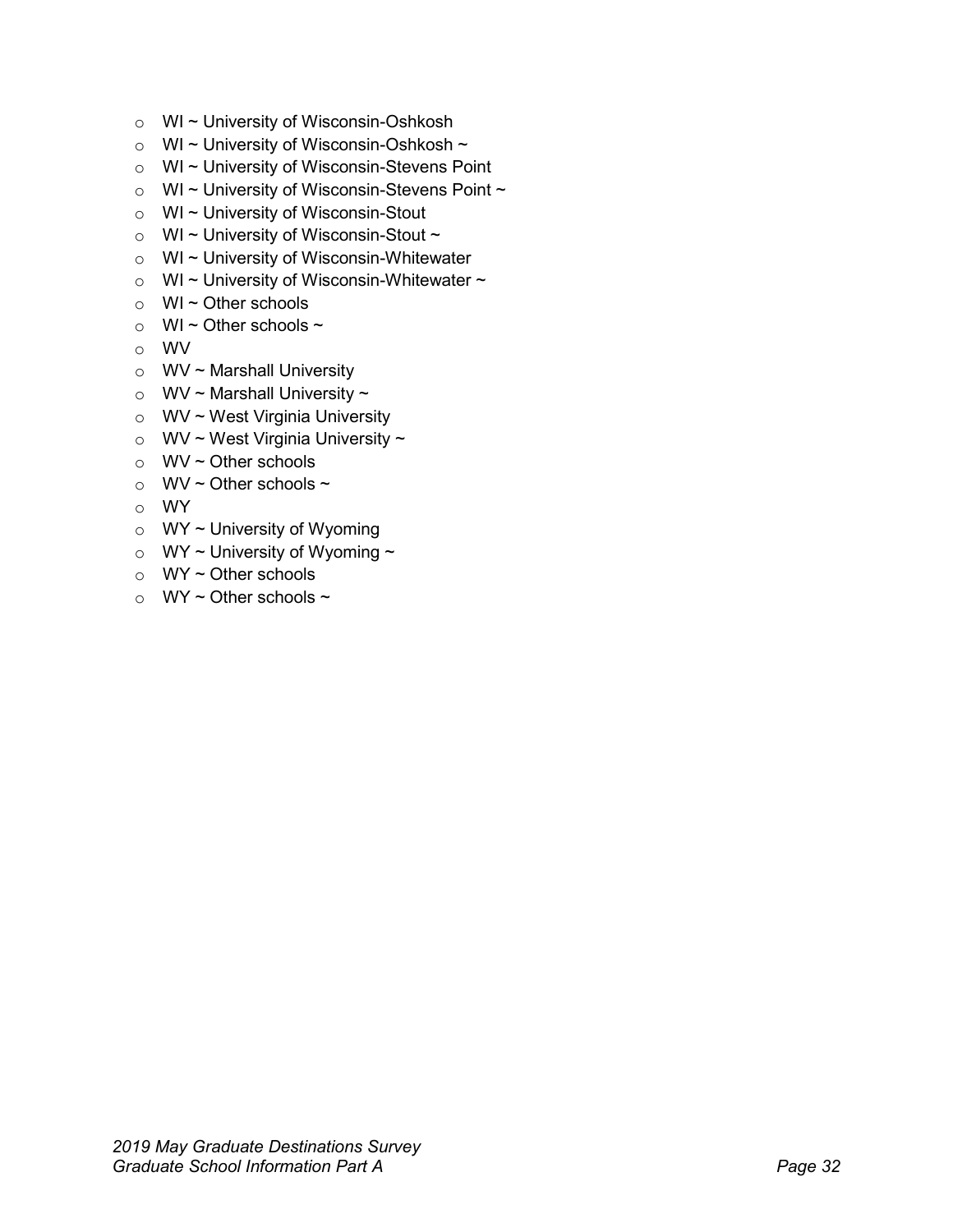- WI ~ University of Wisconsin-Oshkosh
- WI ~ University of Wisconsin-Oshkosh ~
- WI ~ University of Wisconsin-Stevens Point
- WI ~ University of Wisconsin-Stevens Point ~
- WI ~ University of Wisconsin-Stout
- WI ~ University of Wisconsin-Stout ~
- WI ~ University of Wisconsin-Whitewater
- WI ~ University of Wisconsin-Whitewater ~
- WI ~ Other schools
- WI ~ Other schools ~
- WV
- WV ~ Marshall University
- WV ~ Marshall University ~
- WV ~ West Virginia University
- WV ~ West Virginia University ~
- WV ~ Other schools
- WV ~ Other schools ~
- WY
- WY ~ University of Wyoming
- WY ~ University of Wyoming ~
- WY ~ Other schools
- WY ~ Other schools ~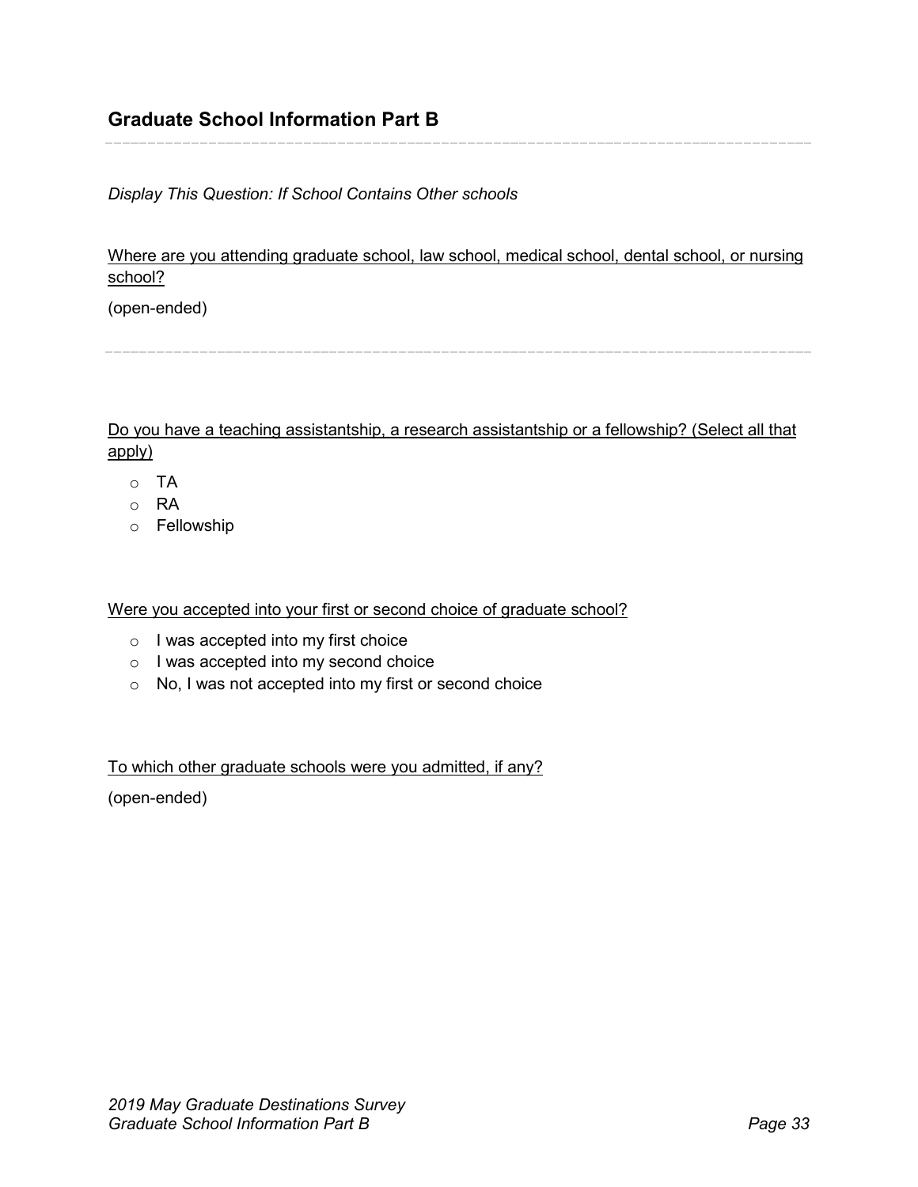## Graduate School Information Part B

---

*Display This Question: If School Contains Other schools*

Where are you attending graduate school, law school, medical school, dental school, or nursing school?

(open-ended)

---

Do you have a teaching assistantship, a research assistantship or a fellowship? (Select all that apply)

- TA
- RA
- Fellowship

Were you accepted into your first or second choice of graduate school?

- I was accepted into my first choice
- I was accepted into my second choice
- No, I was not accepted into my first or second choice

To which other graduate schools were you admitted, if any?

(open-ended)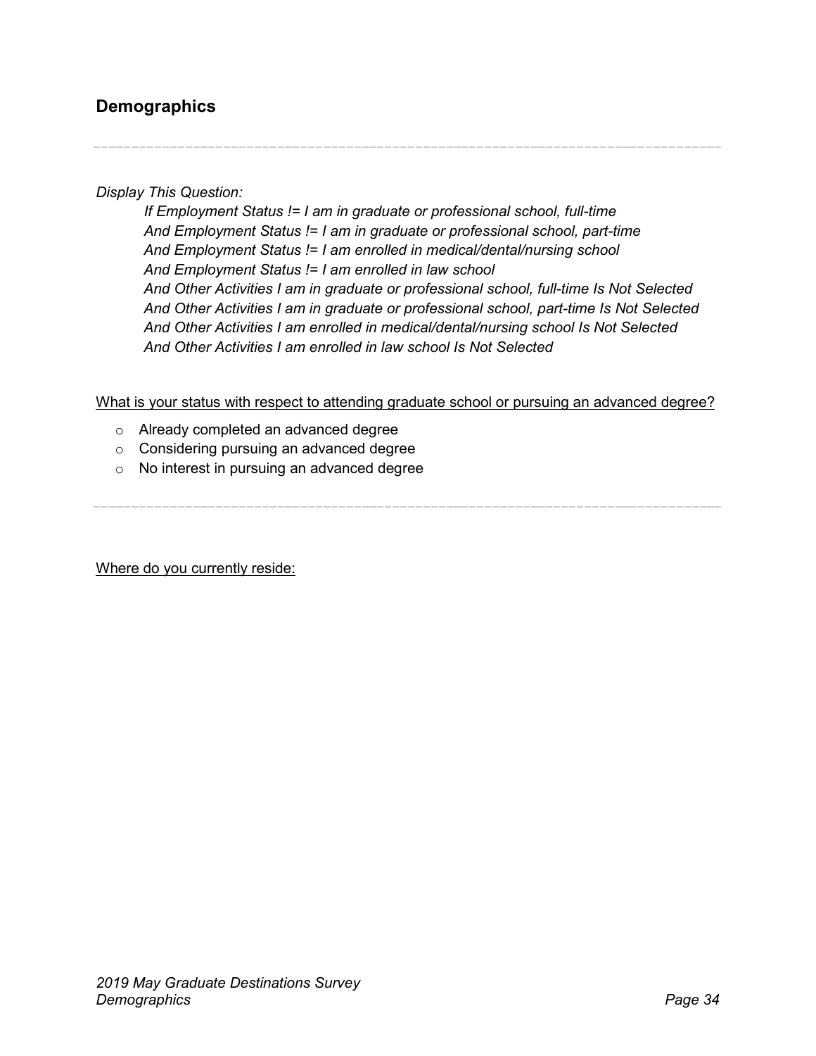## Demographics

---

*Display This Question:*

*If Employment Status != I am in graduate or professional school, full-time*
*And Employment Status != I am in graduate or professional school, part-time*
*And Employment Status != I am enrolled in medical/dental/nursing school*
*And Employment Status != I am enrolled in law school*
*And Other Activities I am in graduate or professional school, full-time Is Not Selected*
*And Other Activities I am in graduate or professional school, part-time Is Not Selected*
*And Other Activities I am enrolled in medical/dental/nursing school Is Not Selected*
*And Other Activities I am enrolled in law school Is Not Selected*

<u>What is your status with respect to attending graduate school or pursuing an advanced degree?</u>

- Already completed an advanced degree
- Considering pursuing an advanced degree
- No interest in pursuing an advanced degree

---

<u>Where do you currently reside:</u>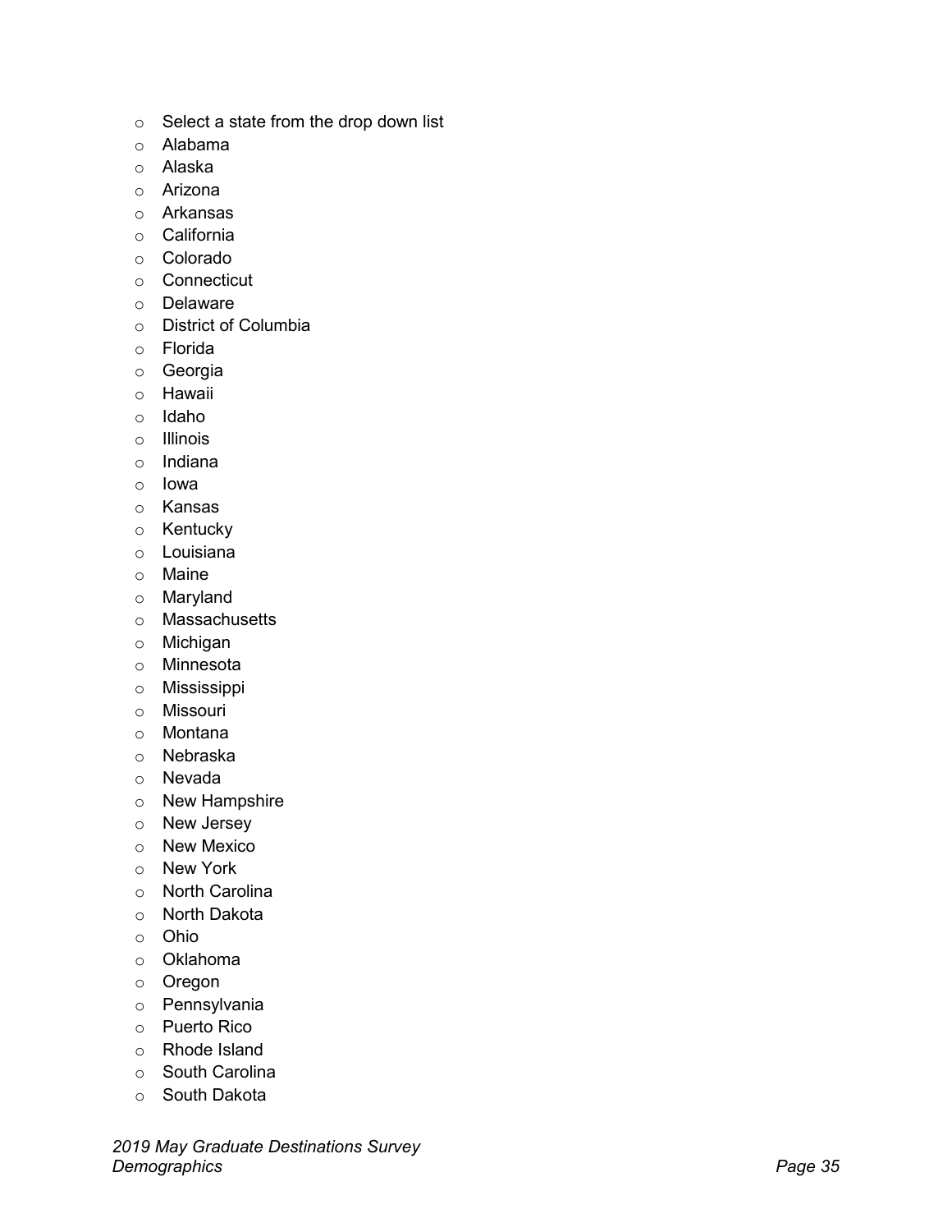- Select a state from the drop down list
- Alabama
- Alaska
- Arizona
- Arkansas
- California
- Colorado
- Connecticut
- Delaware
- District of Columbia
- Florida
- Georgia
- Hawaii
- Idaho
- Illinois
- Indiana
- Iowa
- Kansas
- Kentucky
- Louisiana
- Maine
- Maryland
- Massachusetts
- Michigan
- Minnesota
- Mississippi
- Missouri
- Montana
- Nebraska
- Nevada
- New Hampshire
- New Jersey
- New Mexico
- New York
- North Carolina
- North Dakota
- Ohio
- Oklahoma
- Oregon
- Pennsylvania
- Puerto Rico
- Rhode Island
- South Carolina
- South Dakota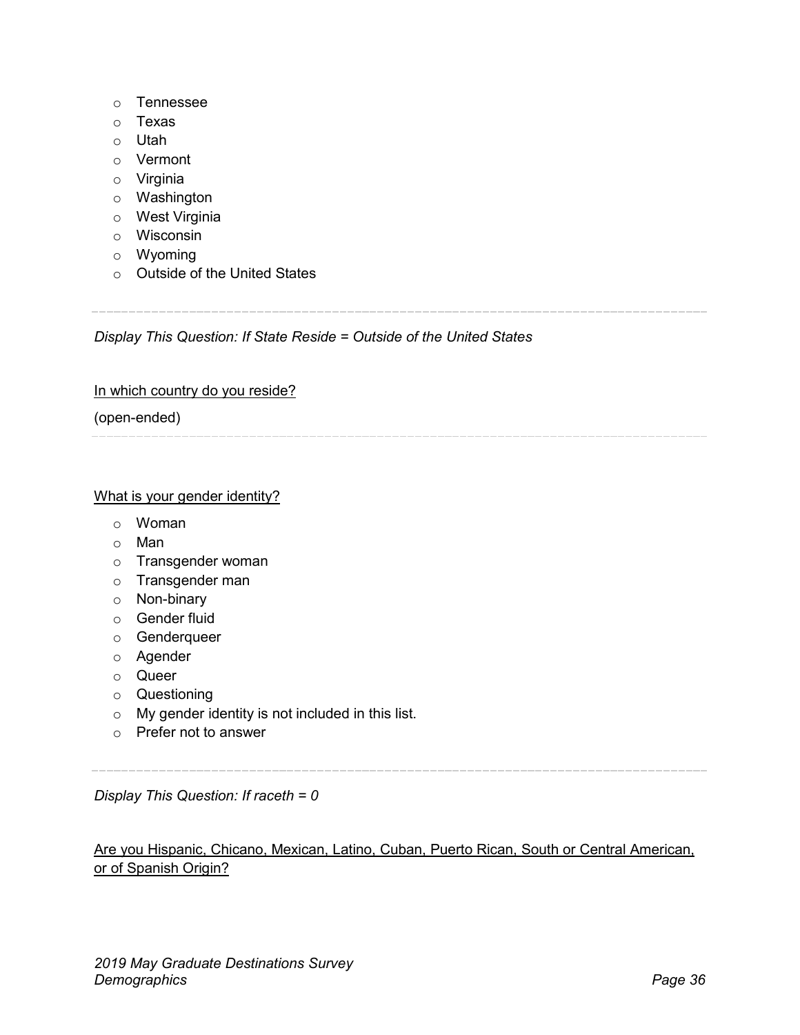- Tennessee
- Texas
- Utah
- Vermont
- Virginia
- Washington
- West Virginia
- Wisconsin
- Wyoming
- Outside of the United States

---

*Display This Question: If State Reside = Outside of the United States*

<u>In which country do you reside?</u>

(open-ended)

---

<u>What is your gender identity?</u>

- Woman
- Man
- Transgender woman
- Transgender man
- Non-binary
- Gender fluid
- Genderqueer
- Agender
- Queer
- Questioning
- My gender identity is not included in this list.
- Prefer not to answer

---

*Display This Question: If raceth = 0*

<u>Are you Hispanic, Chicano, Mexican, Latino, Cuban, Puerto Rican, South or Central American, or of Spanish Origin?</u>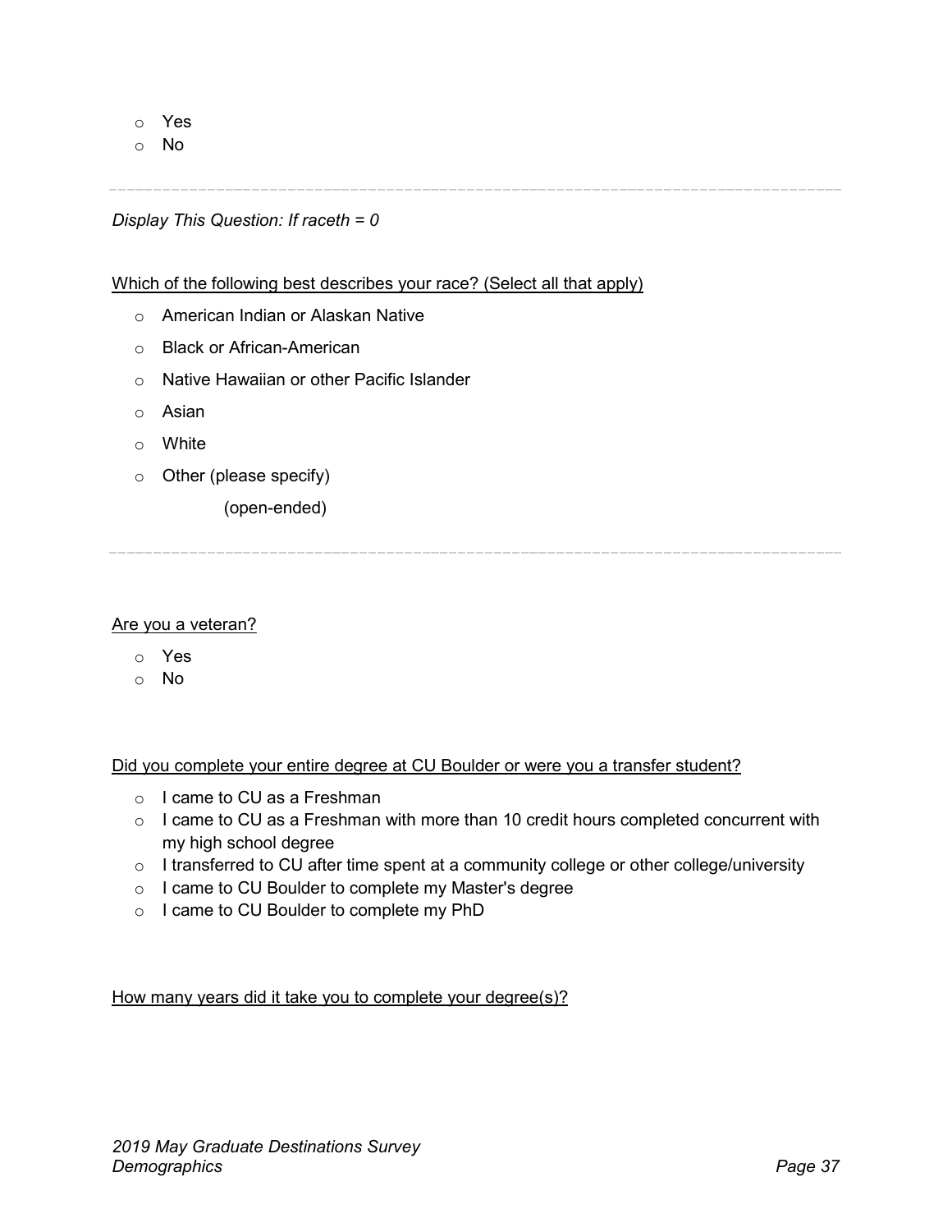- Yes
- No

---

*Display This Question: If raceth = 0*

Which of the following best describes your race? (Select all that apply)

- American Indian or Alaskan Native
- Black or African-American
- Native Hawaiian or other Pacific Islander
- Asian
- White
- Other (please specify)

  (open-ended)

---

Are you a veteran?

- Yes
- No

Did you complete your entire degree at CU Boulder or were you a transfer student?

- I came to CU as a Freshman
- I came to CU as a Freshman with more than 10 credit hours completed concurrent with my high school degree
- I transferred to CU after time spent at a community college or other college/university
- I came to CU Boulder to complete my Master's degree
- I came to CU Boulder to complete my PhD

How many years did it take you to complete your degree(s)?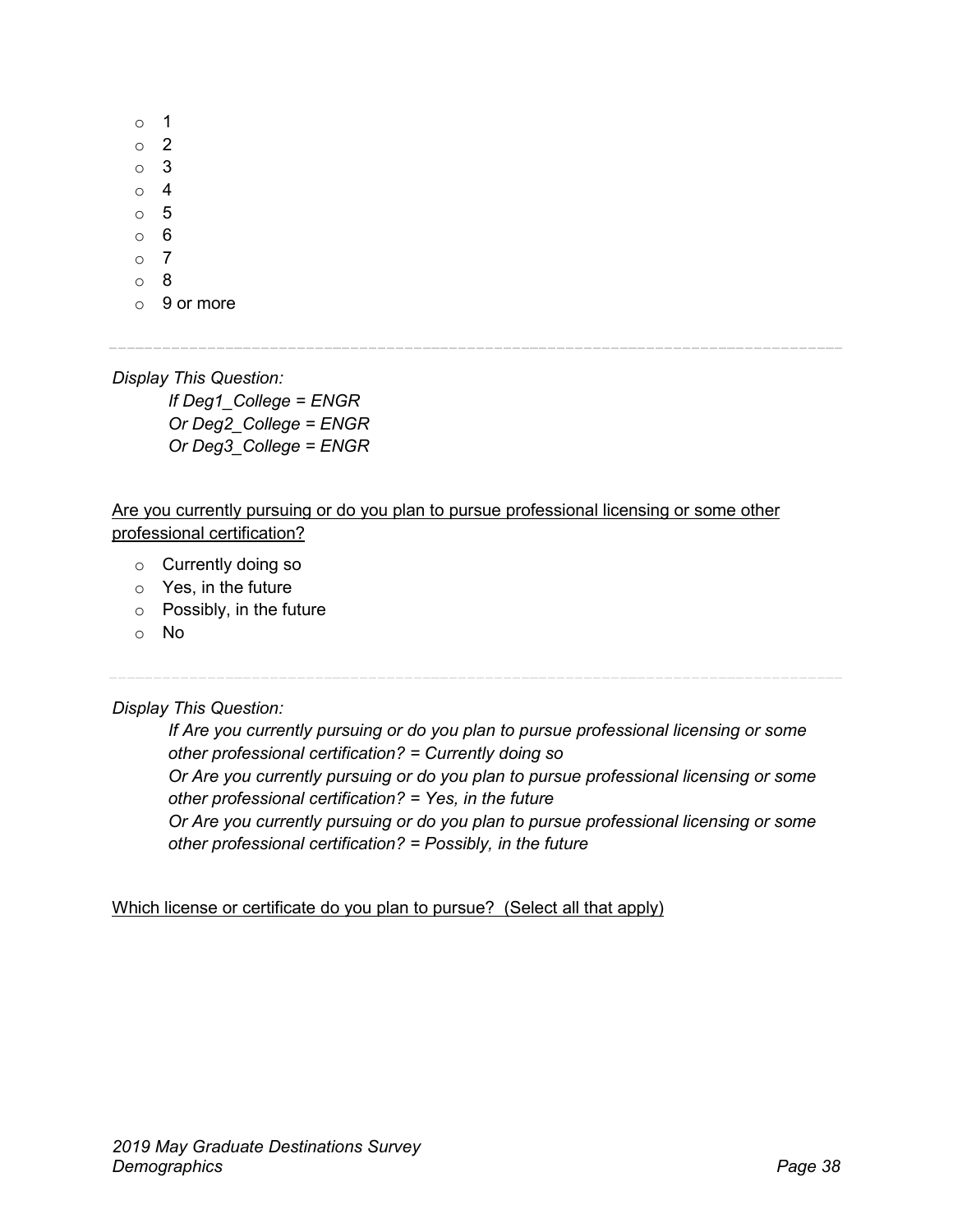- 1
- 2
- 3
- 4
- 5
- 6
- 7
- 8
- 9 or more

---

*Display This Question:*

*If Deg1_College = ENGR*
*Or Deg2_College = ENGR*
*Or Deg3_College = ENGR*

<u>Are you currently pursuing or do you plan to pursue professional licensing or some other professional certification?</u>

- Currently doing so
- Yes, in the future
- Possibly, in the future
- No

---

*Display This Question:*

*If Are you currently pursuing or do you plan to pursue professional licensing or some other professional certification? = Currently doing so*
*Or Are you currently pursuing or do you plan to pursue professional licensing or some other professional certification? = Yes, in the future*
*Or Are you currently pursuing or do you plan to pursue professional licensing or some other professional certification? = Possibly, in the future*

<u>Which license or certificate do you plan to pursue? (Select all that apply)</u>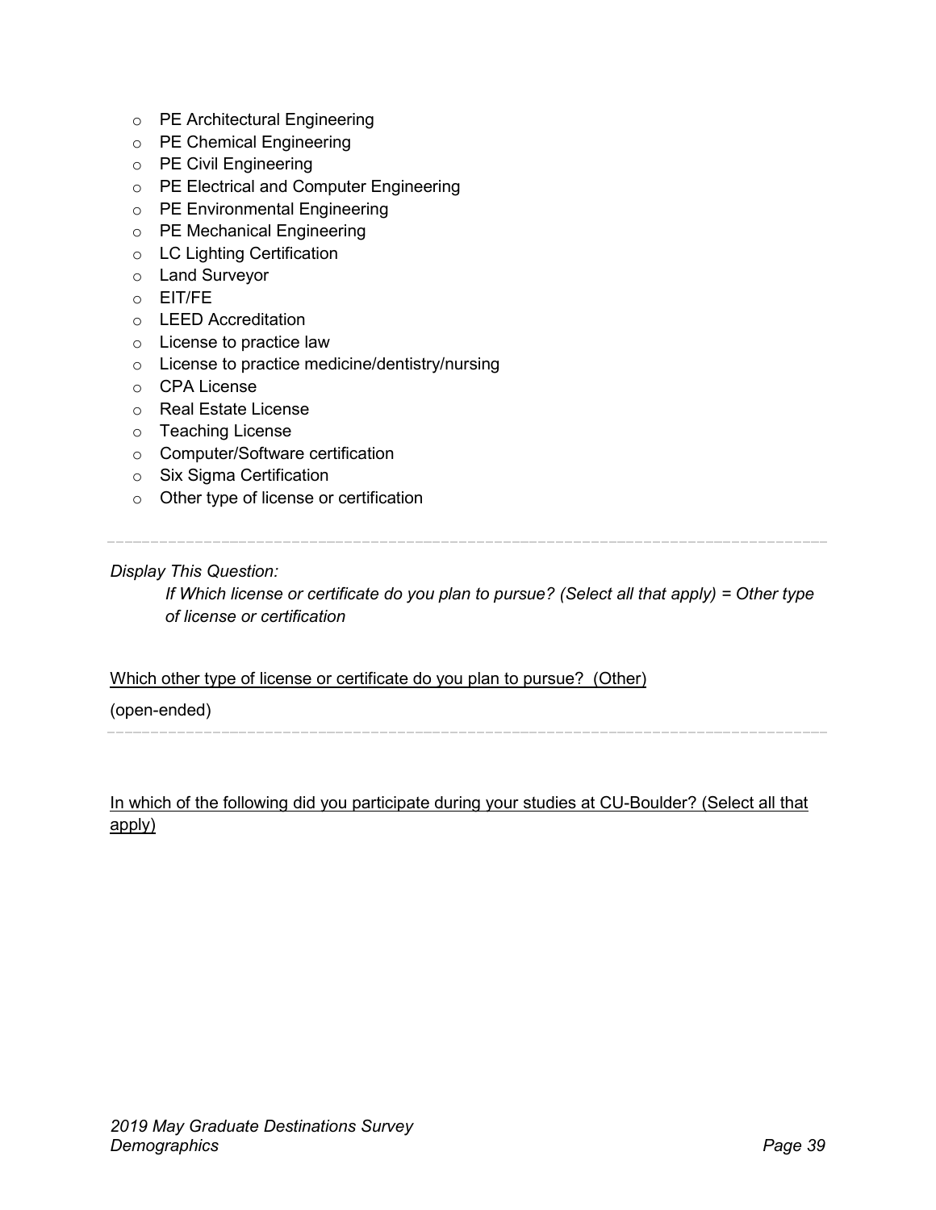- PE Architectural Engineering
- PE Chemical Engineering
- PE Civil Engineering
- PE Electrical and Computer Engineering
- PE Environmental Engineering
- PE Mechanical Engineering
- LC Lighting Certification
- Land Surveyor
- EIT/FE
- LEED Accreditation
- License to practice law
- License to practice medicine/dentistry/nursing
- CPA License
- Real Estate License
- Teaching License
- Computer/Software certification
- Six Sigma Certification
- Other type of license or certification

---

*Display This Question:*

> *If Which license or certificate do you plan to pursue? (Select all that apply) = Other type of license or certification*

Which other type of license or certificate do you plan to pursue? (Other)

(open-ended)

---

In which of the following did you participate during your studies at CU-Boulder? (Select all that apply)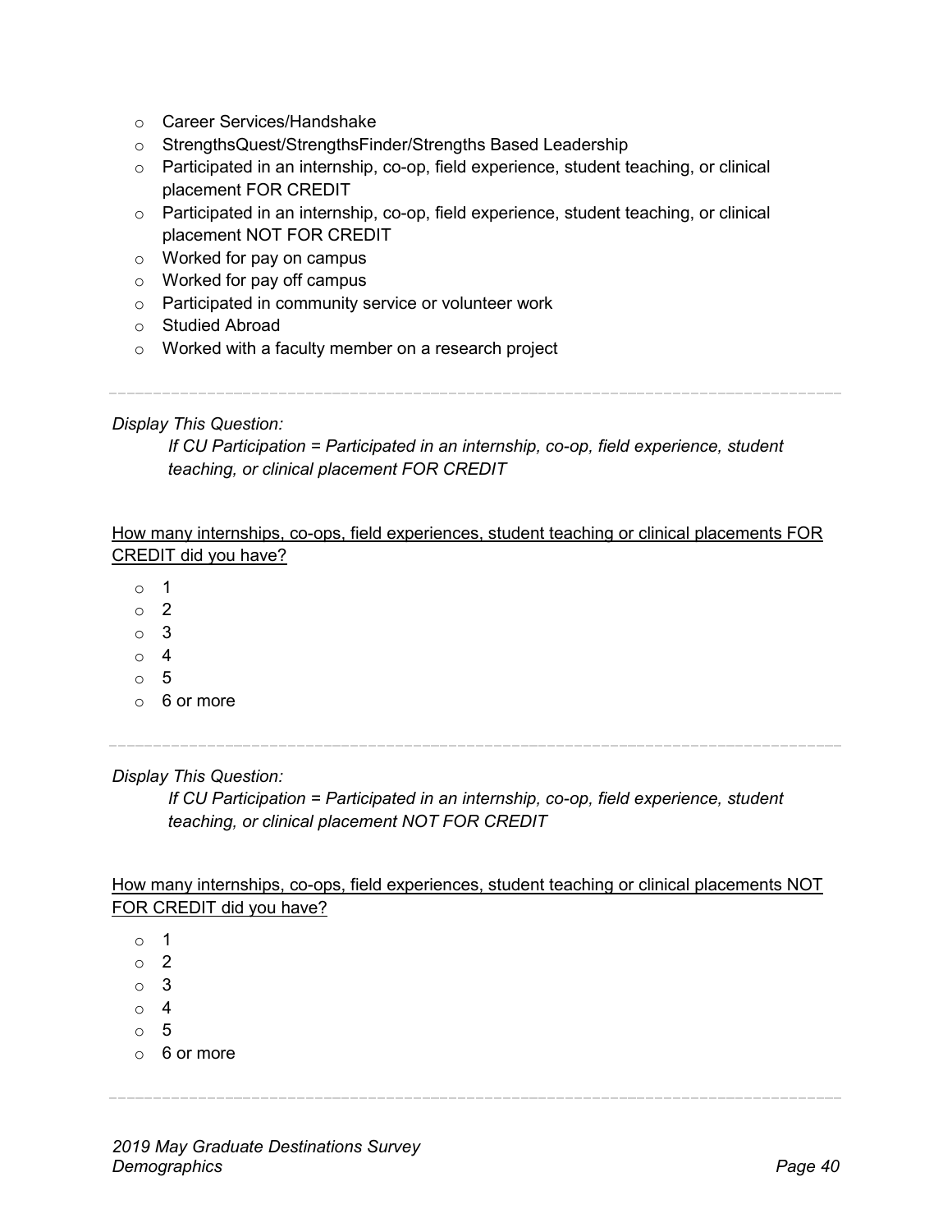- Career Services/Handshake
- StrengthsQuest/StrengthsFinder/Strengths Based Leadership
- Participated in an internship, co-op, field experience, student teaching, or clinical placement FOR CREDIT
- Participated in an internship, co-op, field experience, student teaching, or clinical placement NOT FOR CREDIT
- Worked for pay on campus
- Worked for pay off campus
- Participated in community service or volunteer work
- Studied Abroad
- Worked with a faculty member on a research project

---

*Display This Question:*

> *If CU Participation = Participated in an internship, co-op, field experience, student teaching, or clinical placement FOR CREDIT*

<u>How many internships, co-ops, field experiences, student teaching or clinical placements FOR CREDIT did you have?</u>

- 1
- 2
- 3
- 4
- 5
- 6 or more

---

*Display This Question:*

> *If CU Participation = Participated in an internship, co-op, field experience, student teaching, or clinical placement NOT FOR CREDIT*

<u>How many internships, co-ops, field experiences, student teaching or clinical placements NOT FOR CREDIT did you have?</u>

- 1
- 2
- 3
- 4
- 5
- 6 or more

---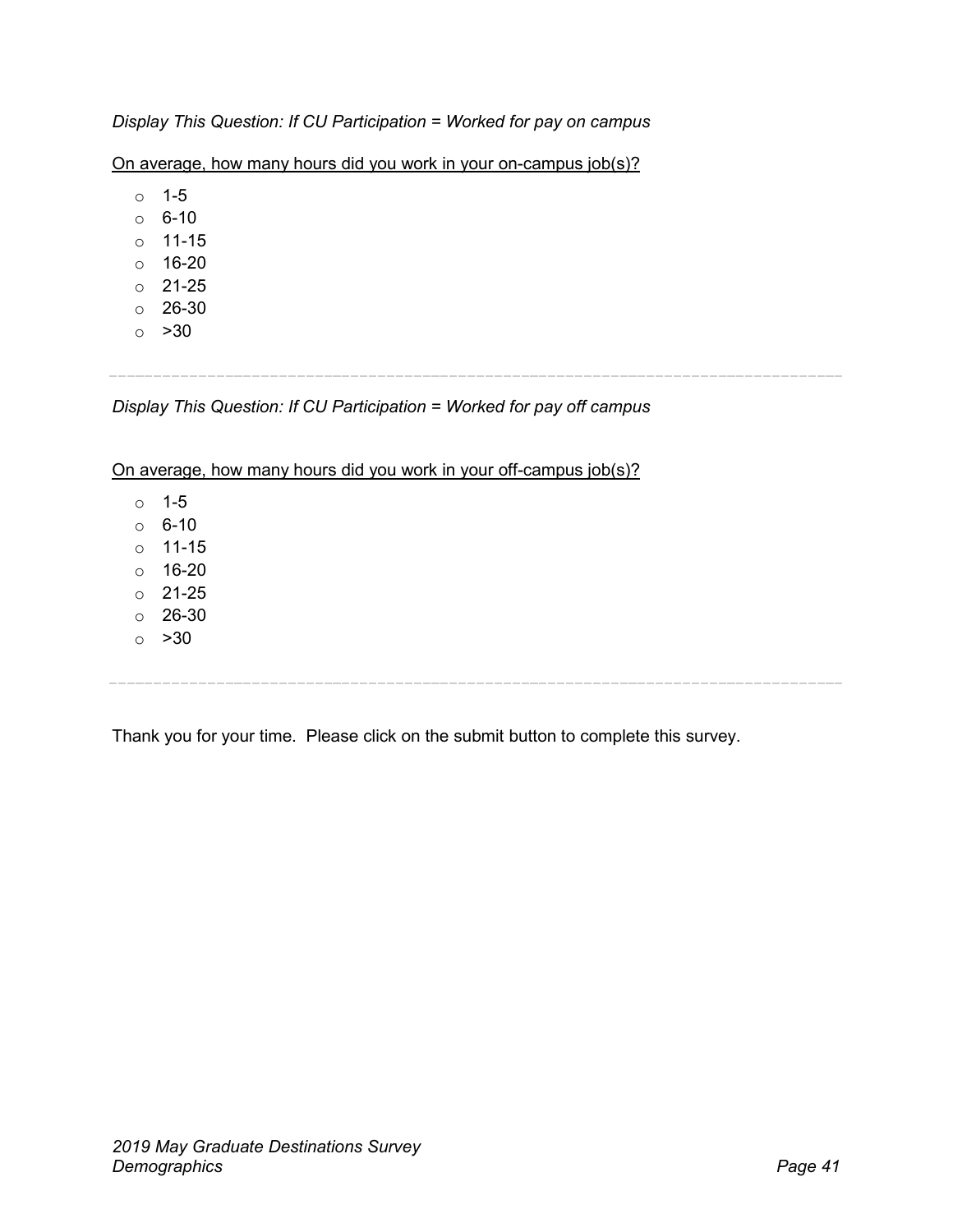*Display This Question: If CU Participation = Worked for pay on campus*

On average, how many hours did you work in your on-campus job(s)?

- 1-5
- 6-10
- 11-15
- 16-20
- 21-25
- 26-30
- >30

---

*Display This Question: If CU Participation = Worked for pay off campus*

On average, how many hours did you work in your off-campus job(s)?

- 1-5
- 6-10
- 11-15
- 16-20
- 21-25
- 26-30
- >30

---

Thank you for your time. Please click on the submit button to complete this survey.